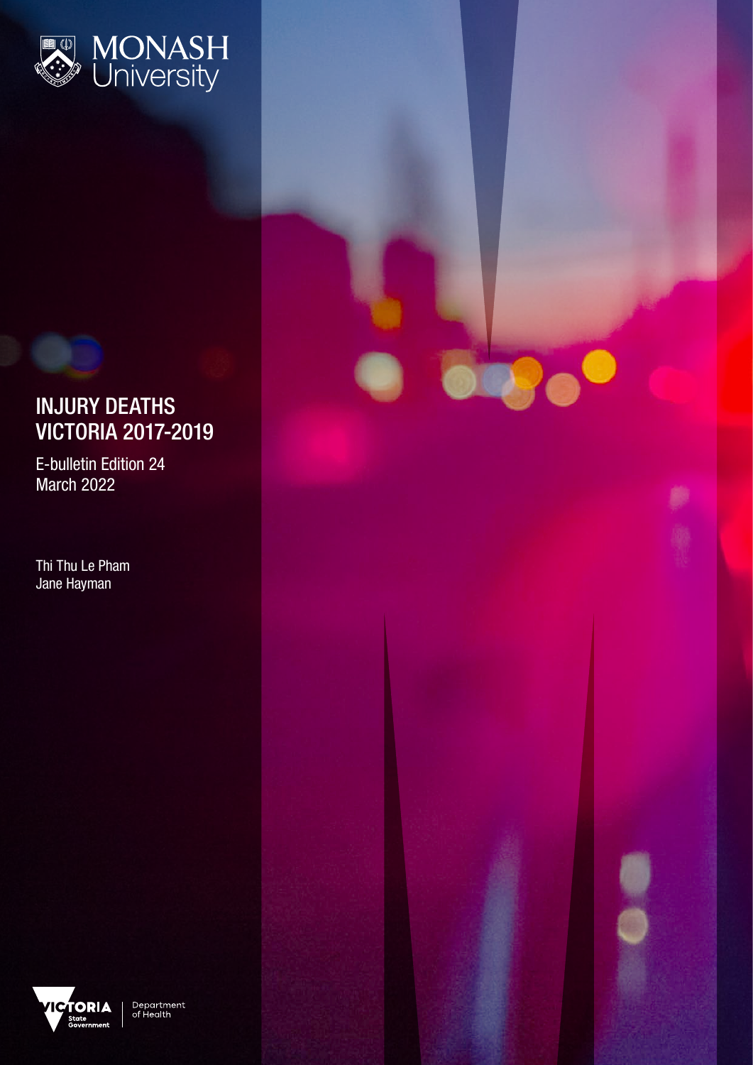MONASH University

# INJURY DEATHS VICTORIA 2017-2019

E-bulletin Edition 24
March 2022

Thi Thu Le Pham
Jane Hayman

VICTORIA State Government | Department of Health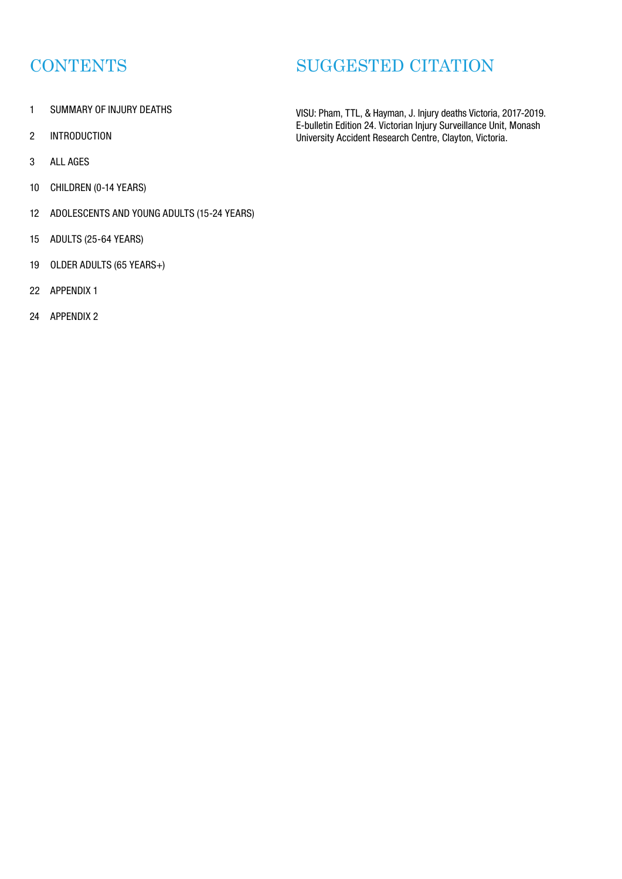# CONTENTS

1 SUMMARY OF INJURY DEATHS

2 INTRODUCTION

3 ALL AGES

10 CHILDREN (0-14 YEARS)

12 ADOLESCENTS AND YOUNG ADULTS (15-24 YEARS)

15 ADULTS (25-64 YEARS)

19 OLDER ADULTS (65 YEARS+)

22 APPENDIX 1

24 APPENDIX 2

# SUGGESTED CITATION

VISU: Pham, TTL, & Hayman, J. Injury deaths Victoria, 2017-2019. E-bulletin Edition 24. Victorian Injury Surveillance Unit, Monash University Accident Research Centre, Clayton, Victoria.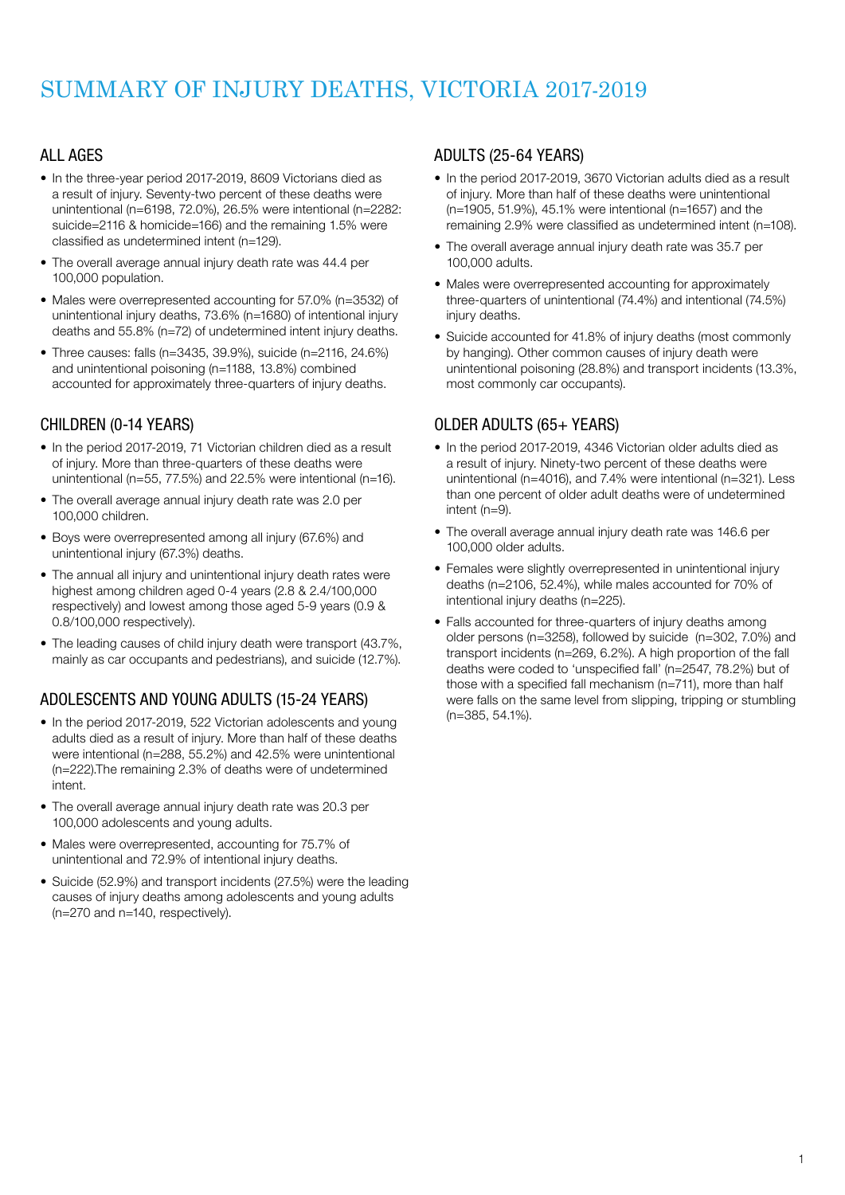# SUMMARY OF INJURY DEATHS, VICTORIA 2017-2019

## ALL AGES

- In the three-year period 2017-2019, 8609 Victorians died as a result of injury. Seventy-two percent of these deaths were unintentional (n=6198, 72.0%), 26.5% were intentional (n=2282: suicide=2116 & homicide=166) and the remaining 1.5% were classified as undetermined intent (n=129).
- The overall average annual injury death rate was 44.4 per 100,000 population.
- Males were overrepresented accounting for 57.0% (n=3532) of unintentional injury deaths, 73.6% (n=1680) of intentional injury deaths and 55.8% (n=72) of undetermined intent injury deaths.
- Three causes: falls (n=3435, 39.9%), suicide (n=2116, 24.6%) and unintentional poisoning (n=1188, 13.8%) combined accounted for approximately three-quarters of injury deaths.

## CHILDREN (0-14 YEARS)

- In the period 2017-2019, 71 Victorian children died as a result of injury. More than three-quarters of these deaths were unintentional (n=55, 77.5%) and 22.5% were intentional (n=16).
- The overall average annual injury death rate was 2.0 per 100,000 children.
- Boys were overrepresented among all injury (67.6%) and unintentional injury (67.3%) deaths.
- The annual all injury and unintentional injury death rates were highest among children aged 0-4 years (2.8 & 2.4/100,000 respectively) and lowest among those aged 5-9 years (0.9 & 0.8/100,000 respectively).
- The leading causes of child injury death were transport (43.7%, mainly as car occupants and pedestrians), and suicide (12.7%).

## ADOLESCENTS AND YOUNG ADULTS (15-24 YEARS)

- In the period 2017-2019, 522 Victorian adolescents and young adults died as a result of injury. More than half of these deaths were intentional (n=288, 55.2%) and 42.5% were unintentional (n=222).The remaining 2.3% of deaths were of undetermined intent.
- The overall average annual injury death rate was 20.3 per 100,000 adolescents and young adults.
- Males were overrepresented, accounting for 75.7% of unintentional and 72.9% of intentional injury deaths.
- Suicide (52.9%) and transport incidents (27.5%) were the leading causes of injury deaths among adolescents and young adults (n=270 and n=140, respectively).

## ADULTS (25-64 YEARS)

- In the period 2017-2019, 3670 Victorian adults died as a result of injury. More than half of these deaths were unintentional (n=1905, 51.9%), 45.1% were intentional (n=1657) and the remaining 2.9% were classified as undetermined intent (n=108).
- The overall average annual injury death rate was 35.7 per 100,000 adults.
- Males were overrepresented accounting for approximately three-quarters of unintentional (74.4%) and intentional (74.5%) injury deaths.
- Suicide accounted for 41.8% of injury deaths (most commonly by hanging). Other common causes of injury death were unintentional poisoning (28.8%) and transport incidents (13.3%, most commonly car occupants).

## OLDER ADULTS (65+ YEARS)

- In the period 2017-2019, 4346 Victorian older adults died as a result of injury. Ninety-two percent of these deaths were unintentional (n=4016), and 7.4% were intentional (n=321). Less than one percent of older adult deaths were of undetermined intent (n=9).
- The overall average annual injury death rate was 146.6 per 100,000 older adults.
- Females were slightly overrepresented in unintentional injury deaths (n=2106, 52.4%), while males accounted for 70% of intentional injury deaths (n=225).
- Falls accounted for three-quarters of injury deaths among older persons (n=3258), followed by suicide (n=302, 7.0%) and transport incidents (n=269, 6.2%). A high proportion of the fall deaths were coded to 'unspecified fall' (n=2547, 78.2%) but of those with a specified fall mechanism (n=711), more than half were falls on the same level from slipping, tripping or stumbling (n=385, 54.1%).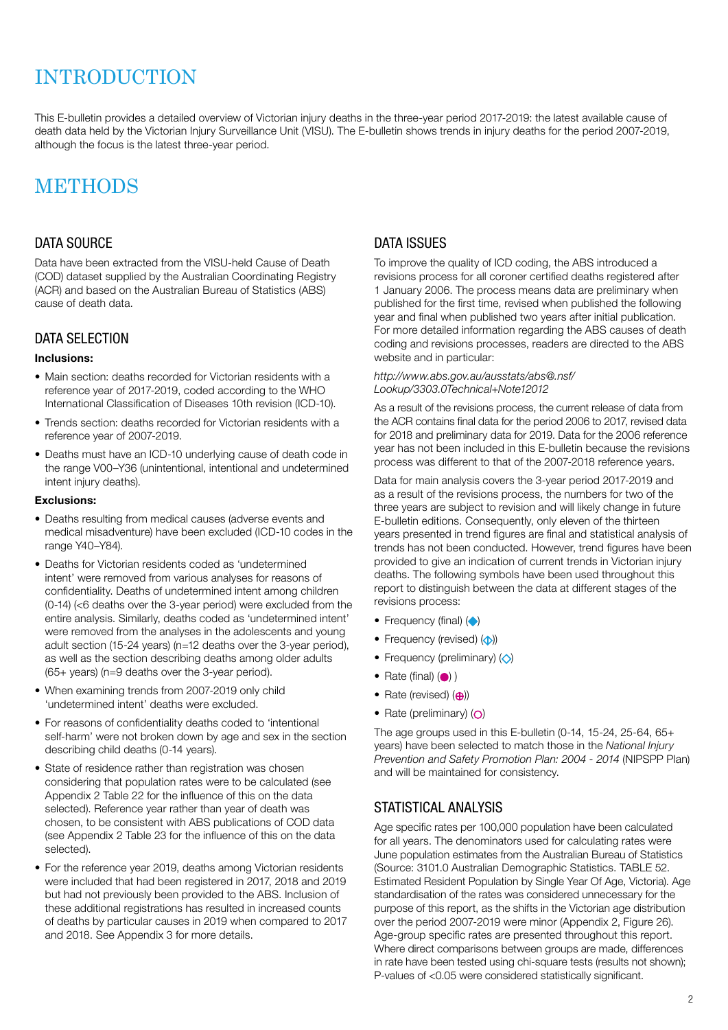# INTRODUCTION

This E-bulletin provides a detailed overview of Victorian injury deaths in the three-year period 2017-2019: the latest available cause of death data held by the Victorian Injury Surveillance Unit (VISU). The E-bulletin shows trends in injury deaths for the period 2007-2019, although the focus is the latest three-year period.

# METHODS

## DATA SOURCE

Data have been extracted from the VISU-held Cause of Death (COD) dataset supplied by the Australian Coordinating Registry (ACR) and based on the Australian Bureau of Statistics (ABS) cause of death data.

## DATA SELECTION

**Inclusions:**

- Main section: deaths recorded for Victorian residents with a reference year of 2017-2019, coded according to the WHO International Classification of Diseases 10th revision (ICD-10).
- Trends section: deaths recorded for Victorian residents with a reference year of 2007-2019.
- Deaths must have an ICD-10 underlying cause of death code in the range V00–Y36 (unintentional, intentional and undetermined intent injury deaths).

**Exclusions:**

- Deaths resulting from medical causes (adverse events and medical misadventure) have been excluded (ICD-10 codes in the range Y40–Y84).
- Deaths for Victorian residents coded as 'undetermined intent' were removed from various analyses for reasons of confidentiality. Deaths of undetermined intent among children (0-14) (<6 deaths over the 3-year period) were excluded from the entire analysis. Similarly, deaths coded as 'undetermined intent' were removed from the analyses in the adolescents and young adult section (15-24 years) (n=12 deaths over the 3-year period), as well as the section describing deaths among older adults (65+ years) (n=9 deaths over the 3-year period).
- When examining trends from 2007-2019 only child 'undetermined intent' deaths were excluded.
- For reasons of confidentiality deaths coded to 'intentional self-harm' were not broken down by age and sex in the section describing child deaths (0-14 years).
- State of residence rather than registration was chosen considering that population rates were to be calculated (see Appendix 2 Table 22 for the influence of this on the data selected). Reference year rather than year of death was chosen, to be consistent with ABS publications of COD data (see Appendix 2 Table 23 for the influence of this on the data selected).
- For the reference year 2019, deaths among Victorian residents were included that had been registered in 2017, 2018 and 2019 but had not previously been provided to the ABS. Inclusion of these additional registrations has resulted in increased counts of deaths by particular causes in 2019 when compared to 2017 and 2018. See Appendix 3 for more details.

## DATA ISSUES

To improve the quality of ICD coding, the ABS introduced a revisions process for all coroner certified deaths registered after 1 January 2006. The process means data are preliminary when published for the first time, revised when published the following year and final when published two years after initial publication. For more detailed information regarding the ABS causes of death coding and revisions processes, readers are directed to the ABS website and in particular:

*http://www.abs.gov.au/ausstats/abs@.nsf/Lookup/3303.0Technical+Note12012*

As a result of the revisions process, the current release of data from the ACR contains final data for the period 2006 to 2017, revised data for 2018 and preliminary data for 2019. Data for the 2006 reference year has not been included in this E-bulletin because the revisions process was different to that of the 2007-2018 reference years.

Data for main analysis covers the 3-year period 2017-2019 and as a result of the revisions process, the numbers for two of the three years are subject to revision and will likely change in future E-bulletin editions. Consequently, only eleven of the thirteen years presented in trend figures are final and statistical analysis of trends has not been conducted. However, trend figures have been provided to give an indication of current trends in Victorian injury deaths. The following symbols have been used throughout this report to distinguish between the data at different stages of the revisions process:

- Frequency (final) (◆)
- Frequency (revised) (◈))
- Frequency (preliminary) (◇)
- Rate (final) (●) )
- Rate (revised) (⊕))
- Rate (preliminary) (○)

The age groups used in this E-bulletin (0-14, 15-24, 25-64, 65+ years) have been selected to match those in the *National Injury Prevention and Safety Promotion Plan: 2004 - 2014* (NIPSPP Plan) and will be maintained for consistency.

## STATISTICAL ANALYSIS

Age specific rates per 100,000 population have been calculated for all years. The denominators used for calculating rates were June population estimates from the Australian Bureau of Statistics (Source: 3101.0 Australian Demographic Statistics. TABLE 52. Estimated Resident Population by Single Year Of Age, Victoria). Age standardisation of the rates was considered unnecessary for the purpose of this report, as the shifts in the Victorian age distribution over the period 2007-2019 were minor (Appendix 2, Figure 26). Age-group specific rates are presented throughout this report. Where direct comparisons between groups are made, differences in rate have been tested using chi-square tests (results not shown); P-values of <0.05 were considered statistically significant.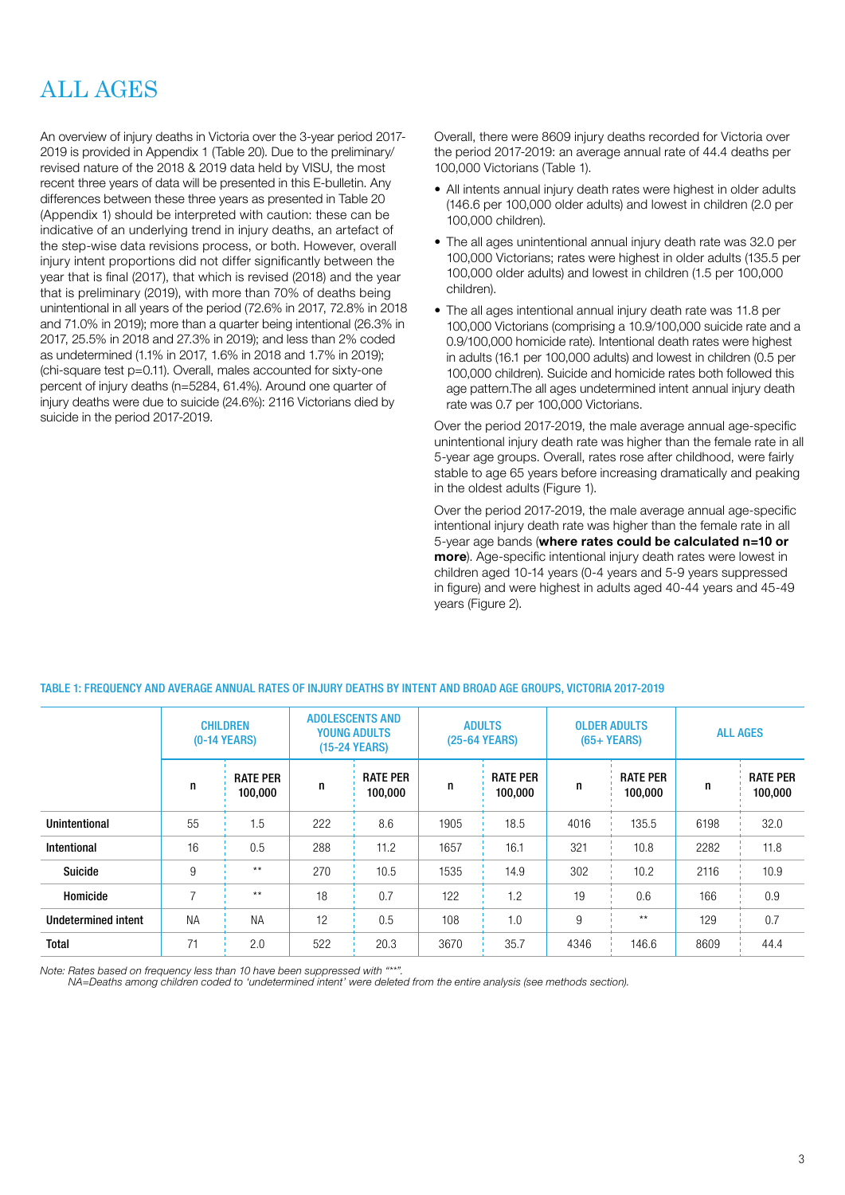# ALL AGES

An overview of injury deaths in Victoria over the 3-year period 2017-2019 is provided in Appendix 1 (Table 20). Due to the preliminary/revised nature of the 2018 & 2019 data held by VISU, the most recent three years of data will be presented in this E-bulletin. Any differences between these three years as presented in Table 20 (Appendix 1) should be interpreted with caution: these can be indicative of an underlying trend in injury deaths, an artefact of the step-wise data revisions process, or both. However, overall injury intent proportions did not differ significantly between the year that is final (2017), that which is revised (2018) and the year that is preliminary (2019), with more than 70% of deaths being unintentional in all years of the period (72.6% in 2017, 72.8% in 2018 and 71.0% in 2019); more than a quarter being intentional (26.3% in 2017, 25.5% in 2018 and 27.3% in 2019); and less than 2% coded as undetermined (1.1% in 2017, 1.6% in 2018 and 1.7% in 2019); (chi-square test p=0.11). Overall, males accounted for sixty-one percent of injury deaths (n=5284, 61.4%). Around one quarter of injury deaths were due to suicide (24.6%): 2116 Victorians died by suicide in the period 2017-2019.

Overall, there were 8609 injury deaths recorded for Victoria over the period 2017-2019: an average annual rate of 44.4 deaths per 100,000 Victorians (Table 1).

- All intents annual injury death rates were highest in older adults (146.6 per 100,000 older adults) and lowest in children (2.0 per 100,000 children).
- The all ages unintentional annual injury death rate was 32.0 per 100,000 Victorians; rates were highest in older adults (135.5 per 100,000 older adults) and lowest in children (1.5 per 100,000 children).
- The all ages intentional annual injury death rate was 11.8 per 100,000 Victorians (comprising a 10.9/100,000 suicide rate and a 0.9/100,000 homicide rate). Intentional death rates were highest in adults (16.1 per 100,000 adults) and lowest in children (0.5 per 100,000 children). Suicide and homicide rates both followed this age pattern.The all ages undetermined intent annual injury death rate was 0.7 per 100,000 Victorians.

Over the period 2017-2019, the male average annual age-specific unintentional injury death rate was higher than the female rate in all 5-year age groups. Overall, rates rose after childhood, were fairly stable to age 65 years before increasing dramatically and peaking in the oldest adults (Figure 1).

Over the period 2017-2019, the male average annual age-specific intentional injury death rate was higher than the female rate in all 5-year age bands (**where rates could be calculated n=10 or more**). Age-specific intentional injury death rates were lowest in children aged 10-14 years (0-4 years and 5-9 years suppressed in figure) and were highest in adults aged 40-44 years and 45-49 years (Figure 2).

**TABLE 1: FREQUENCY AND AVERAGE ANNUAL RATES OF INJURY DEATHS BY INTENT AND BROAD AGE GROUPS, VICTORIA 2017-2019**

| | CHILDREN (0-14 YEARS) | | ADOLESCENTS AND YOUNG ADULTS (15-24 YEARS) | | ADULTS (25-64 YEARS) | | OLDER ADULTS (65+ YEARS) | | ALL AGES | |
|---|---|---|---|---|---|---|---|---|---|---|
| | n | RATE PER 100,000 | n | RATE PER 100,000 | n | RATE PER 100,000 | n | RATE PER 100,000 | n | RATE PER 100,000 |
| **Unintentional** | 55 | 1.5 | 222 | 8.6 | 1905 | 18.5 | 4016 | 135.5 | 6198 | 32.0 |
| **Intentional** | 16 | 0.5 | 288 | 11.2 | 1657 | 16.1 | 321 | 10.8 | 2282 | 11.8 |
| **Suicide** | 9 | ** | 270 | 10.5 | 1535 | 14.9 | 302 | 10.2 | 2116 | 10.9 |
| **Homicide** | 7 | ** | 18 | 0.7 | 122 | 1.2 | 19 | 0.6 | 166 | 0.9 |
| **Undetermined intent** | NA | NA | 12 | 0.5 | 108 | 1.0 | 9 | ** | 129 | 0.7 |
| **Total** | 71 | 2.0 | 522 | 20.3 | 3670 | 35.7 | 4346 | 146.6 | 8609 | 44.4 |

*Note: Rates based on frequency less than 10 have been suppressed with "**".*
*NA=Deaths among children coded to 'undetermined intent' were deleted from the entire analysis (see methods section).*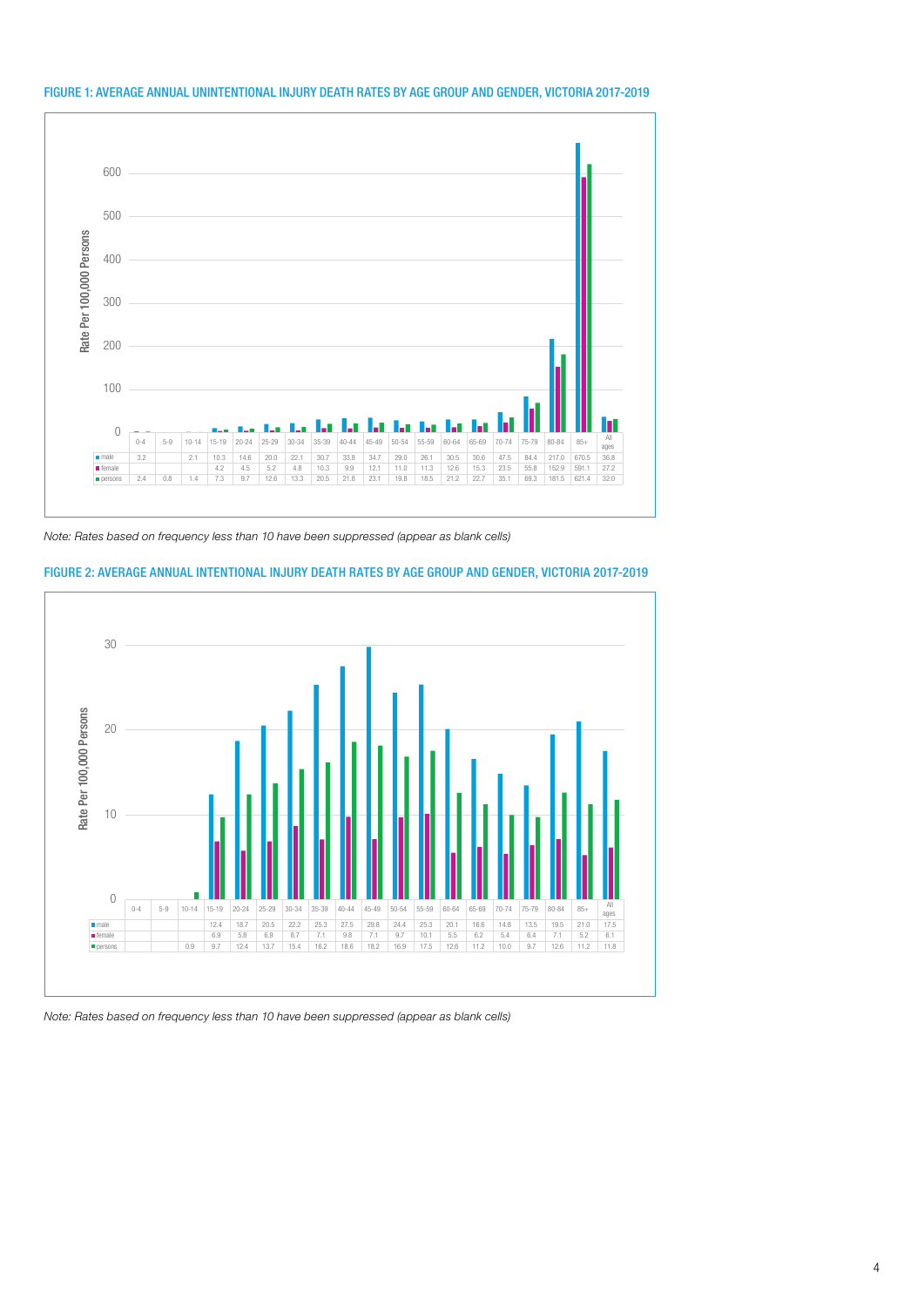## FIGURE 1: AVERAGE ANNUAL UNINTENTIONAL INJURY DEATH RATES BY AGE GROUP AND GENDER, VICTORIA 2017-2019

Rate Per 100,000 Persons

| | 0-4 | 5-9 | 10-14 | 15-19 | 20-24 | 25-29 | 30-34 | 35-39 | 40-44 | 45-49 | 50-54 | 55-59 | 60-64 | 65-69 | 70-74 | 75-79 | 80-84 | 85+ | All ages |
|---|---|---|---|---|---|---|---|---|---|---|---|---|---|---|---|---|---|---|---|
| male | 3.2 | | 2.1 | 10.3 | 14.6 | 20.0 | 22.1 | 30.7 | 33.8 | 34.7 | 29.0 | 26.1 | 30.5 | 30.6 | 47.5 | 84.4 | 217.0 | 670.5 | 36.8 |
| female | | | | 4.2 | 4.5 | 5.2 | 4.8 | 10.3 | 9.9 | 12.1 | 11.0 | 11.3 | 12.6 | 15.3 | 23.5 | 55.8 | 152.9 | 591.1 | 27.2 |
| persons | 2.4 | 0.8 | 1.4 | 7.3 | 9.7 | 12.6 | 13.3 | 20.5 | 21.8 | 23.1 | 19.8 | 18.5 | 21.2 | 22.7 | 35.1 | 69.3 | 181.5 | 621.4 | 32.0 |

*Note: Rates based on frequency less than 10 have been suppressed (appear as blank cells)*

## FIGURE 2: AVERAGE ANNUAL INTENTIONAL INJURY DEATH RATES BY AGE GROUP AND GENDER, VICTORIA 2017-2019

Rate Per 100,000 Persons

| | 0-4 | 5-9 | 10-14 | 15-19 | 20-24 | 25-29 | 30-34 | 35-39 | 40-44 | 45-49 | 50-54 | 55-59 | 60-64 | 65-69 | 70-74 | 75-79 | 80-84 | 85+ | All ages |
|---|---|---|---|---|---|---|---|---|---|---|---|---|---|---|---|---|---|---|---|
| male | | | | 12.4 | 18.7 | 20.5 | 22.2 | 25.3 | 27.5 | 29.8 | 24.4 | 25.3 | 20.1 | 16.6 | 14.8 | 13.5 | 19.5 | 21.0 | 17.5 |
| female | | | | 6.9 | 5.8 | 6.9 | 8.7 | 7.1 | 9.8 | 7.1 | 9.7 | 10.1 | 5.5 | 6.2 | 5.4 | 6.4 | 7.1 | 5.2 | 6.1 |
| persons | | | 0.9 | 9.7 | 12.4 | 13.7 | 15.4 | 16.2 | 18.6 | 18.2 | 16.9 | 17.5 | 12.6 | 11.2 | 10.0 | 9.7 | 12.6 | 11.2 | 11.8 |

*Note: Rates based on frequency less than 10 have been suppressed (appear as blank cells)*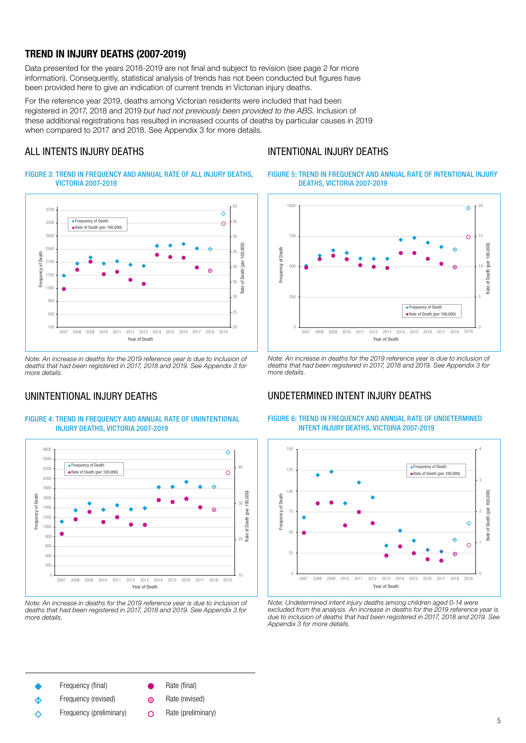## TREND IN INJURY DEATHS (2007-2019)

Data presented for the years 2018-2019 are not final and subject to revision (see page 2 for more information). Consequently, statistical analysis of trends has not been conducted but figures have been provided here to give an indication of current trends in Victorian injury deaths.

For the reference year 2019, deaths among Victorian residents were included that had been registered in 2017, 2018 and 2019 *but had not previously been provided to the ABS.* Inclusion of these additional registrations has resulted in increased counts of deaths by particular causes in 2019 when compared to 2017 and 2018. See Appendix 3 for more details.

### ALL INTENTS INJURY DEATHS

FIGURE 3: TREND IN FREQUENCY AND ANNUAL RATE OF ALL INJURY DEATHS, VICTORIA 2007-2019

*Note: An increase in deaths for the 2019 reference year is due to inclusion of deaths that had been registered in 2017, 2018 and 2019. See Appendix 3 for more details.*

### UNINTENTIONAL INJURY DEATHS

FIGURE 4: TREND IN FREQUENCY AND ANNUAL RATE OF UNINTENTIONAL INJURY DEATHS, VICTORIA 2007-2019

*Note: An increase in deaths for the 2019 reference year is due to inclusion of deaths that had been registered in 2017, 2018 and 2019. See Appendix 3 for more details.*

### INTENTIONAL INJURY DEATHS

FIGURE 5: TREND IN FREQUENCY AND ANNUAL RATE OF INTENTIONAL INJURY DEATHS, VICTORIA 2007-2019

*Note: An increase in deaths for the 2019 reference year is due to inclusion of deaths that had been registered in 2017, 2018 and 2019. See Appendix 3 for more details.*

### UNDETERMINED INTENT INJURY DEATHS

FIGURE 6: TREND IN FREQUENCY AND ANNUAL RATE OF UNDETERMINED INTENT INJURY DEATHS, VICTORIA 2007-2019

*Note: Undetermined intent injury deaths among children aged 0-14 were excluded from the analysis. An increase in deaths for the 2019 reference year is due to inclusion of deaths that had been registered in 2017, 2018 and 2019. See Appendix 3 for more details.*

Legend: Frequency (final); Frequency (revised); Frequency (preliminary); Rate (final); Rate (revised); Rate (preliminary)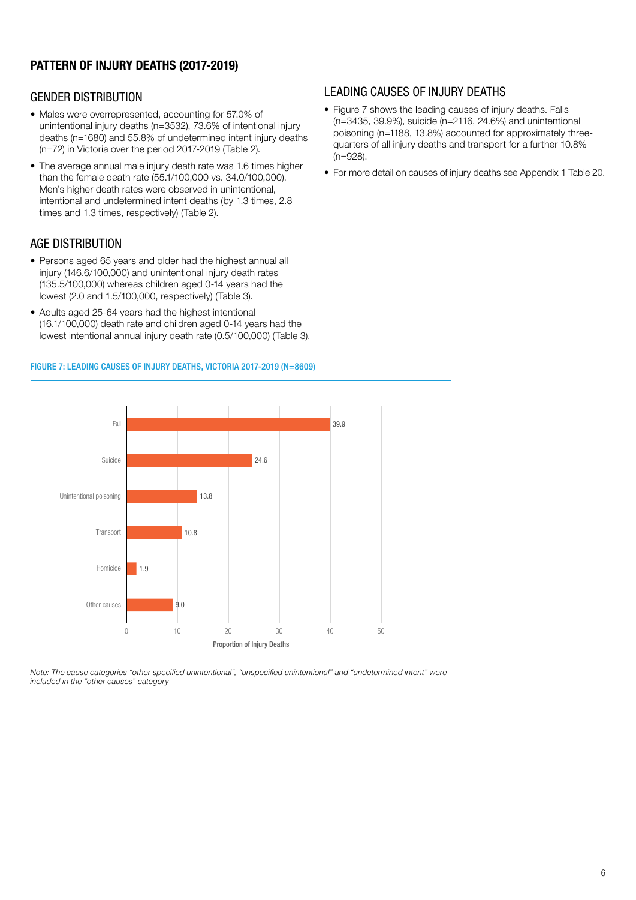## PATTERN OF INJURY DEATHS (2017-2019)

### GENDER DISTRIBUTION

- Males were overrepresented, accounting for 57.0% of unintentional injury deaths (n=3532), 73.6% of intentional injury deaths (n=1680) and 55.8% of undetermined intent injury deaths (n=72) in Victoria over the period 2017-2019 (Table 2).
- The average annual male injury death rate was 1.6 times higher than the female death rate (55.1/100,000 vs. 34.0/100,000). Men's higher death rates were observed in unintentional, intentional and undetermined intent deaths (by 1.3 times, 2.8 times and 1.3 times, respectively) (Table 2).

### AGE DISTRIBUTION

- Persons aged 65 years and older had the highest annual all injury (146.6/100,000) and unintentional injury death rates (135.5/100,000) whereas children aged 0-14 years had the lowest (2.0 and 1.5/100,000, respectively) (Table 3).
- Adults aged 25-64 years had the highest intentional (16.1/100,000) death rate and children aged 0-14 years had the lowest intentional annual injury death rate (0.5/100,000) (Table 3).

### LEADING CAUSES OF INJURY DEATHS

- Figure 7 shows the leading causes of injury deaths. Falls (n=3435, 39.9%), suicide (n=2116, 24.6%) and unintentional poisoning (n=1188, 13.8%) accounted for approximately three-quarters of all injury deaths and transport for a further 10.8% (n=928).
- For more detail on causes of injury deaths see Appendix 1 Table 20.

**FIGURE 7: LEADING CAUSES OF INJURY DEATHS, VICTORIA 2017-2019 (N=8609)**

| Cause | Proportion of Injury Deaths |
|---|---|
| Fall | 39.9 |
| Suicide | 24.6 |
| Unintentional poisoning | 13.8 |
| Transport | 10.8 |
| Homicide | 1.9 |
| Other causes | 9.0 |

*Note: The cause categories "other specified unintentional", "unspecified unintentional" and "undetermined intent" were included in the "other causes" category*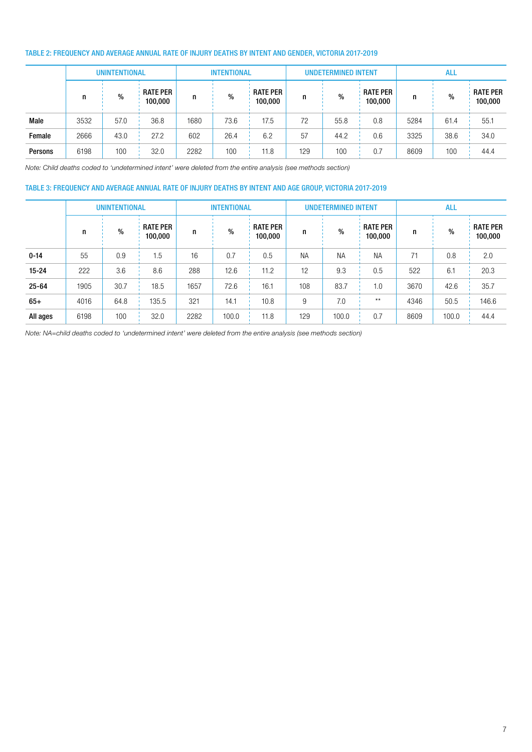#### TABLE 2: FREQUENCY AND AVERAGE ANNUAL RATE OF INJURY DEATHS BY INTENT AND GENDER, VICTORIA 2017-2019

| | UNINTENTIONAL | | | INTENTIONAL | | | UNDETERMINED INTENT | | | ALL | | |
|---|---|---|---|---|---|---|---|---|---|---|---|---|
| | n | % | RATE PER 100,000 | n | % | RATE PER 100,000 | n | % | RATE PER 100,000 | n | % | RATE PER 100,000 |
| **Male** | 3532 | 57.0 | 36.8 | 1680 | 73.6 | 17.5 | 72 | 55.8 | 0.8 | 5284 | 61.4 | 55.1 |
| **Female** | 2666 | 43.0 | 27.2 | 602 | 26.4 | 6.2 | 57 | 44.2 | 0.6 | 3325 | 38.6 | 34.0 |
| **Persons** | 6198 | 100 | 32.0 | 2282 | 100 | 11.8 | 129 | 100 | 0.7 | 8609 | 100 | 44.4 |

*Note: Child deaths coded to 'undetermined intent' were deleted from the entire analysis (see methods section)*

#### TABLE 3: FREQUENCY AND AVERAGE ANNUAL RATE OF INJURY DEATHS BY INTENT AND AGE GROUP, VICTORIA 2017-2019

| | UNINTENTIONAL | | | INTENTIONAL | | | UNDETERMINED INTENT | | | ALL | | |
|---|---|---|---|---|---|---|---|---|---|---|---|---|
| | n | % | RATE PER 100,000 | n | % | RATE PER 100,000 | n | % | RATE PER 100,000 | n | % | RATE PER 100,000 |
| **0-14** | 55 | 0.9 | 1.5 | 16 | 0.7 | 0.5 | NA | NA | NA | 71 | 0.8 | 2.0 |
| **15-24** | 222 | 3.6 | 8.6 | 288 | 12.6 | 11.2 | 12 | 9.3 | 0.5 | 522 | 6.1 | 20.3 |
| **25-64** | 1905 | 30.7 | 18.5 | 1657 | 72.6 | 16.1 | 108 | 83.7 | 1.0 | 3670 | 42.6 | 35.7 |
| **65+** | 4016 | 64.8 | 135.5 | 321 | 14.1 | 10.8 | 9 | 7.0 | ** | 4346 | 50.5 | 146.6 |
| **All ages** | 6198 | 100 | 32.0 | 2282 | 100.0 | 11.8 | 129 | 100.0 | 0.7 | 8609 | 100.0 | 44.4 |

*Note: NA=child deaths coded to 'undetermined intent' were deleted from the entire analysis (see methods section)*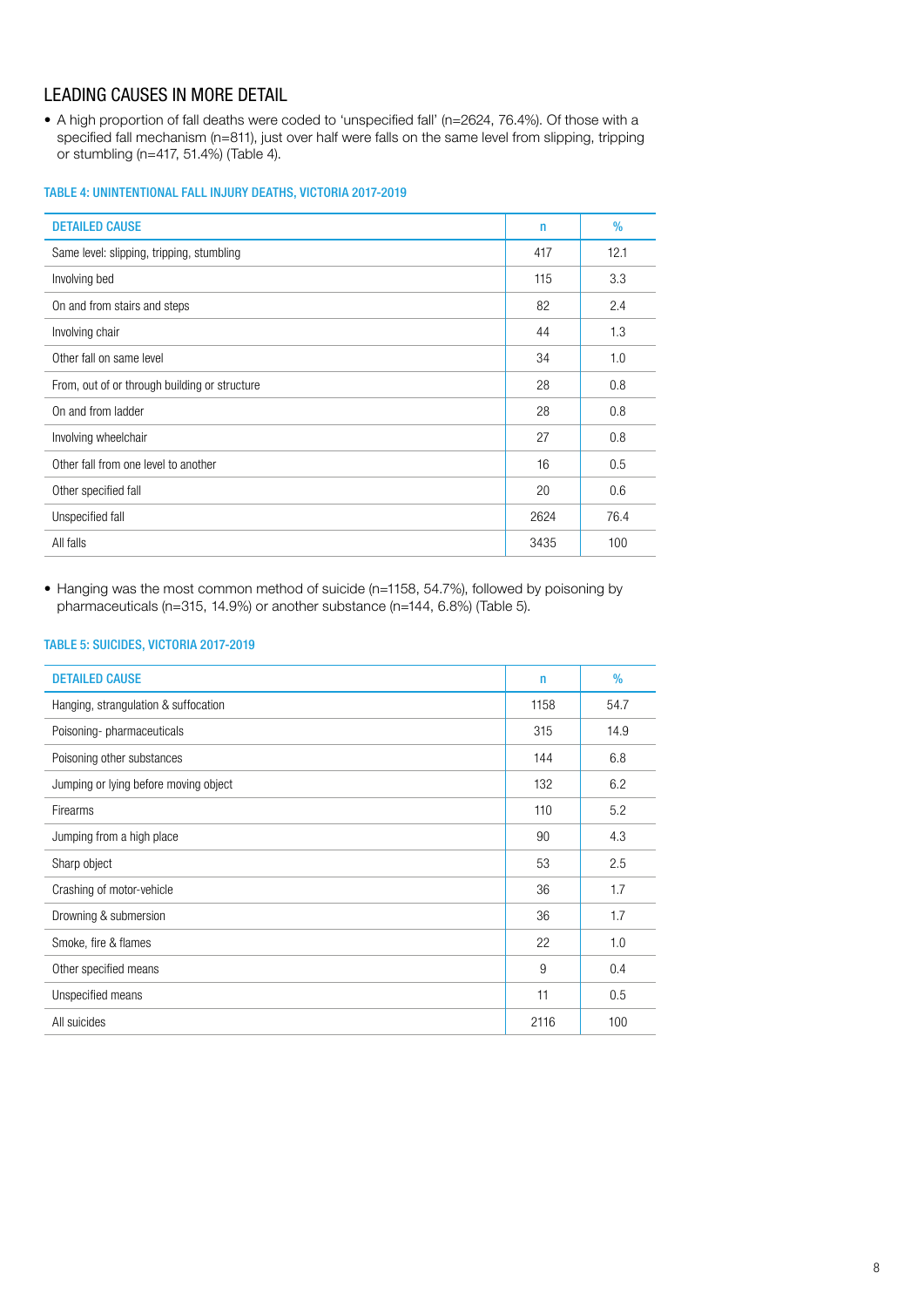## LEADING CAUSES IN MORE DETAIL

- A high proportion of fall deaths were coded to 'unspecified fall' (n=2624, 76.4%). Of those with a specified fall mechanism (n=811), just over half were falls on the same level from slipping, tripping or stumbling (n=417, 51.4%) (Table 4).

### TABLE 4: UNINTENTIONAL FALL INJURY DEATHS, VICTORIA 2017-2019

| DETAILED CAUSE | n | % |
|---|---|---|
| Same level: slipping, tripping, stumbling | 417 | 12.1 |
| Involving bed | 115 | 3.3 |
| On and from stairs and steps | 82 | 2.4 |
| Involving chair | 44 | 1.3 |
| Other fall on same level | 34 | 1.0 |
| From, out of or through building or structure | 28 | 0.8 |
| On and from ladder | 28 | 0.8 |
| Involving wheelchair | 27 | 0.8 |
| Other fall from one level to another | 16 | 0.5 |
| Other specified fall | 20 | 0.6 |
| Unspecified fall | 2624 | 76.4 |
| All falls | 3435 | 100 |

- Hanging was the most common method of suicide (n=1158, 54.7%), followed by poisoning by pharmaceuticals (n=315, 14.9%) or another substance (n=144, 6.8%) (Table 5).

### TABLE 5: SUICIDES, VICTORIA 2017-2019

| DETAILED CAUSE | n | % |
|---|---|---|
| Hanging, strangulation & suffocation | 1158 | 54.7 |
| Poisoning- pharmaceuticals | 315 | 14.9 |
| Poisoning other substances | 144 | 6.8 |
| Jumping or lying before moving object | 132 | 6.2 |
| Firearms | 110 | 5.2 |
| Jumping from a high place | 90 | 4.3 |
| Sharp object | 53 | 2.5 |
| Crashing of motor-vehicle | 36 | 1.7 |
| Drowning & submersion | 36 | 1.7 |
| Smoke, fire & flames | 22 | 1.0 |
| Other specified means | 9 | 0.4 |
| Unspecified means | 11 | 0.5 |
| All suicides | 2116 | 100 |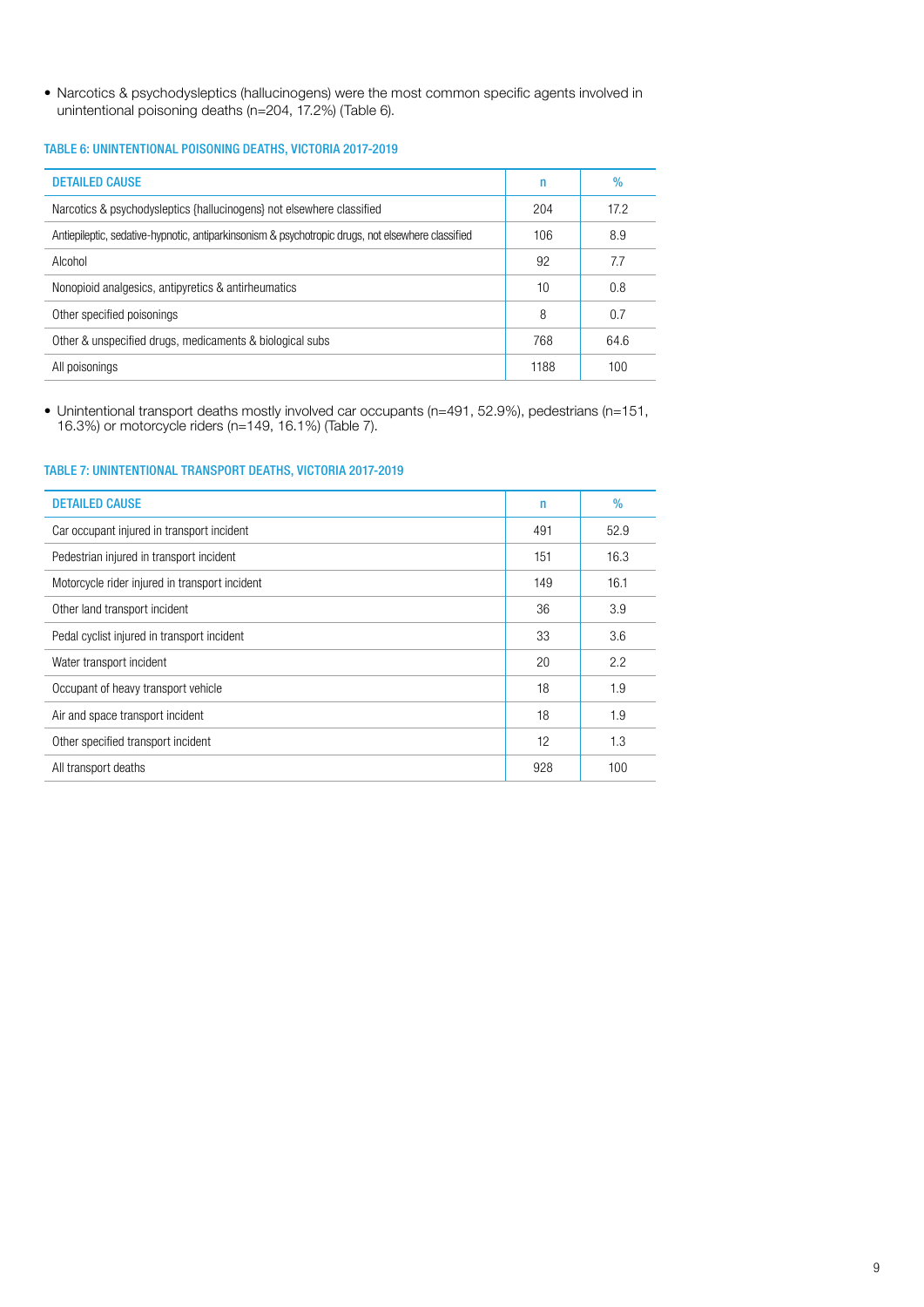- Narcotics & psychodysleptics (hallucinogens) were the most common specific agents involved in unintentional poisoning deaths (n=204, 17.2%) (Table 6).

#### TABLE 6: UNINTENTIONAL POISONING DEATHS, VICTORIA 2017-2019

| DETAILED CAUSE | n | % |
|---|---|---|
| Narcotics & psychodysleptics (hallucinogens) not elsewhere classified | 204 | 17.2 |
| Antiepileptic, sedative-hypnotic, antiparkinsonism & psychotropic drugs, not elsewhere classified | 106 | 8.9 |
| Alcohol | 92 | 7.7 |
| Nonopioid analgesics, antipyretics & antirheumatics | 10 | 0.8 |
| Other specified poisonings | 8 | 0.7 |
| Other & unspecified drugs, medicaments & biological subs | 768 | 64.6 |
| All poisonings | 1188 | 100 |

- Unintentional transport deaths mostly involved car occupants (n=491, 52.9%), pedestrians (n=151, 16.3%) or motorcycle riders (n=149, 16.1%) (Table 7).

#### TABLE 7: UNINTENTIONAL TRANSPORT DEATHS, VICTORIA 2017-2019

| DETAILED CAUSE | n | % |
|---|---|---|
| Car occupant injured in transport incident | 491 | 52.9 |
| Pedestrian injured in transport incident | 151 | 16.3 |
| Motorcycle rider injured in transport incident | 149 | 16.1 |
| Other land transport incident | 36 | 3.9 |
| Pedal cyclist injured in transport incident | 33 | 3.6 |
| Water transport incident | 20 | 2.2 |
| Occupant of heavy transport vehicle | 18 | 1.9 |
| Air and space transport incident | 18 | 1.9 |
| Other specified transport incident | 12 | 1.3 |
| All transport deaths | 928 | 100 |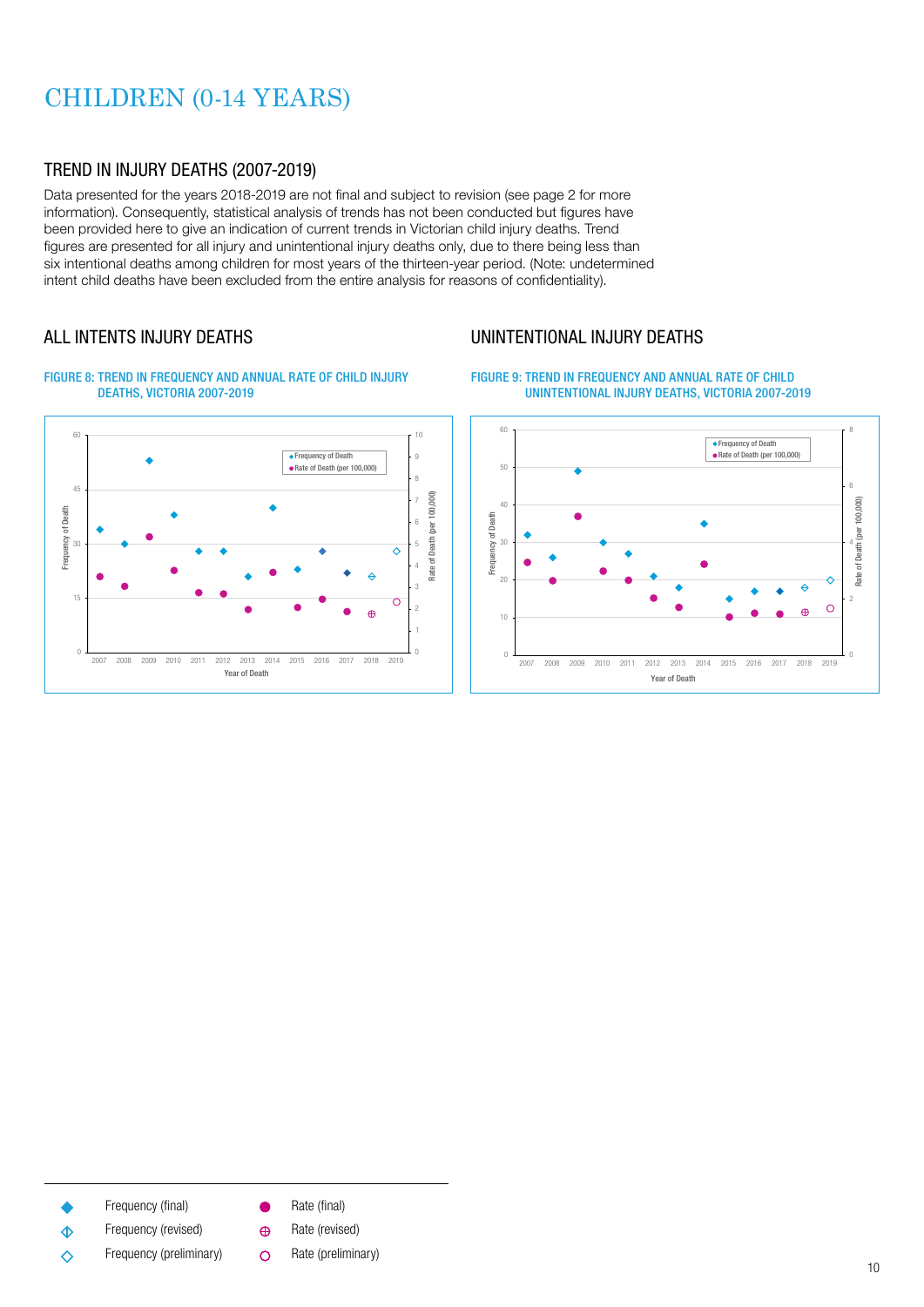# CHILDREN (0-14 YEARS)

## TREND IN INJURY DEATHS (2007-2019)

Data presented for the years 2018-2019 are not final and subject to revision (see page 2 for more information). Consequently, statistical analysis of trends has not been conducted but figures have been provided here to give an indication of current trends in Victorian child injury deaths. Trend figures are presented for all injury and unintentional injury deaths only, due to there being less than six intentional deaths among children for most years of the thirteen-year period. (Note: undetermined intent child deaths have been excluded from the entire analysis for reasons of confidentiality).

### ALL INTENTS INJURY DEATHS

FIGURE 8: TREND IN FREQUENCY AND ANNUAL RATE OF CHILD INJURY DEATHS, VICTORIA 2007-2019

### UNINTENTIONAL INJURY DEATHS

FIGURE 9: TREND IN FREQUENCY AND ANNUAL RATE OF CHILD UNINTENTIONAL INJURY DEATHS, VICTORIA 2007-2019

- Frequency (final)
- Frequency (revised)
- Frequency (preliminary)
- Rate (final)
- Rate (revised)
- Rate (preliminary)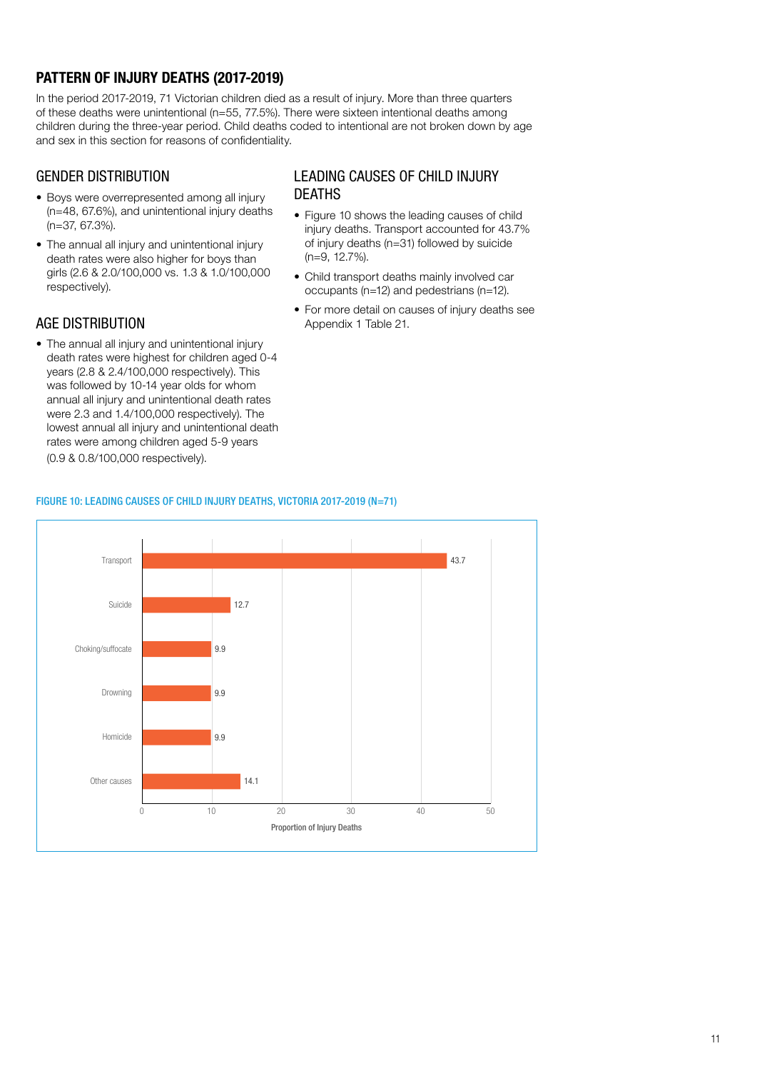## PATTERN OF INJURY DEATHS (2017-2019)

In the period 2017-2019, 71 Victorian children died as a result of injury. More than three quarters of these deaths were unintentional (n=55, 77.5%). There were sixteen intentional deaths among children during the three-year period. Child deaths coded to intentional are not broken down by age and sex in this section for reasons of confidentiality.

### GENDER DISTRIBUTION

- Boys were overrepresented among all injury (n=48, 67.6%), and unintentional injury deaths (n=37, 67.3%).
- The annual all injury and unintentional injury death rates were also higher for boys than girls (2.6 & 2.0/100,000 vs. 1.3 & 1.0/100,000 respectively).

### AGE DISTRIBUTION

- The annual all injury and unintentional injury death rates were highest for children aged 0-4 years (2.8 & 2.4/100,000 respectively). This was followed by 10-14 year olds for whom annual all injury and unintentional death rates were 2.3 and 1.4/100,000 respectively). The lowest annual all injury and unintentional death rates were among children aged 5-9 years (0.9 & 0.8/100,000 respectively).

### LEADING CAUSES OF CHILD INJURY DEATHS

- Figure 10 shows the leading causes of child injury deaths. Transport accounted for 43.7% of injury deaths (n=31) followed by suicide (n=9, 12.7%).
- Child transport deaths mainly involved car occupants (n=12) and pedestrians (n=12).
- For more detail on causes of injury deaths see Appendix 1 Table 21.

FIGURE 10: LEADING CAUSES OF CHILD INJURY DEATHS, VICTORIA 2017-2019 (N=71)

| Cause | Proportion of Injury Deaths |
|---|---|
| Transport | 43.7 |
| Suicide | 12.7 |
| Choking/suffocate | 9.9 |
| Drowning | 9.9 |
| Homicide | 9.9 |
| Other causes | 14.1 |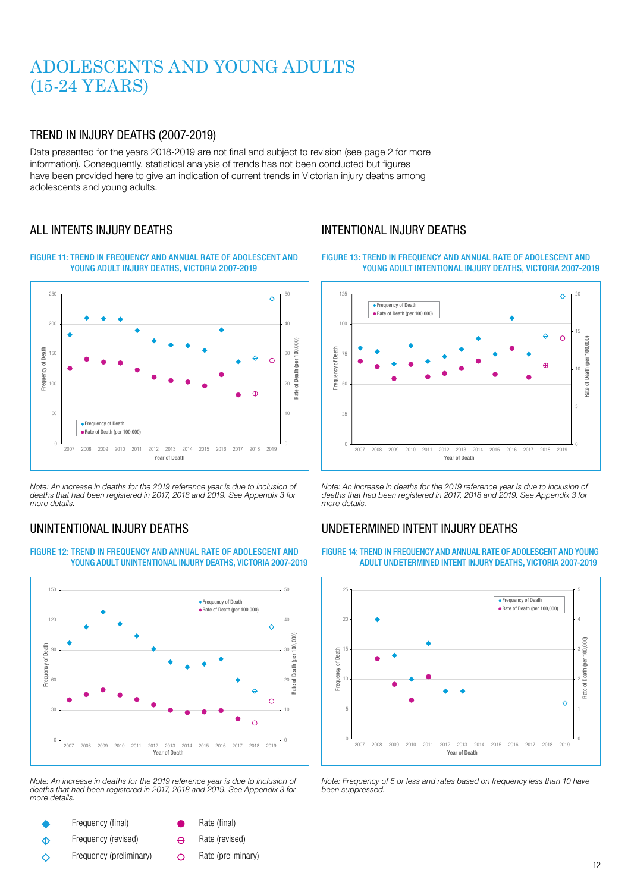# ADOLESCENTS AND YOUNG ADULTS (15-24 YEARS)

## TREND IN INJURY DEATHS (2007-2019)

Data presented for the years 2018-2019 are not final and subject to revision (see page 2 for more information). Consequently, statistical analysis of trends has not been conducted but figures have been provided here to give an indication of current trends in Victorian injury deaths among adolescents and young adults.

### ALL INTENTS INJURY DEATHS

FIGURE 11: TREND IN FREQUENCY AND ANNUAL RATE OF ADOLESCENT AND YOUNG ADULT INJURY DEATHS, VICTORIA 2007-2019

*Note: An increase in deaths for the 2019 reference year is due to inclusion of deaths that had been registered in 2017, 2018 and 2019. See Appendix 3 for more details.*

### UNINTENTIONAL INJURY DEATHS

FIGURE 12: TREND IN FREQUENCY AND ANNUAL RATE OF ADOLESCENT AND YOUNG ADULT UNINTENTIONAL INJURY DEATHS, VICTORIA 2007-2019

*Note: An increase in deaths for the 2019 reference year is due to inclusion of deaths that had been registered in 2017, 2018 and 2019. See Appendix 3 for more details.*

### INTENTIONAL INJURY DEATHS

FIGURE 13: TREND IN FREQUENCY AND ANNUAL RATE OF ADOLESCENT AND YOUNG ADULT INTENTIONAL INJURY DEATHS, VICTORIA 2007-2019

*Note: An increase in deaths for the 2019 reference year is due to inclusion of deaths that had been registered in 2017, 2018 and 2019. See Appendix 3 for more details.*

### UNDETERMINED INTENT INJURY DEATHS

FIGURE 14: TREND IN FREQUENCY AND ANNUAL RATE OF ADOLESCENT AND YOUNG ADULT UNDETERMINED INTENT INJURY DEATHS, VICTORIA 2007-2019

*Note: Frequency of 5 or less and rates based on frequency less than 10 have been suppressed.*

| | | | |
|---|---|---|---|
| ◆ | Frequency (final) | ● | Rate (final) |
| ◈ | Frequency (revised) | ⊕ | Rate (revised) |
| ◇ | Frequency (preliminary) | ○ | Rate (preliminary) |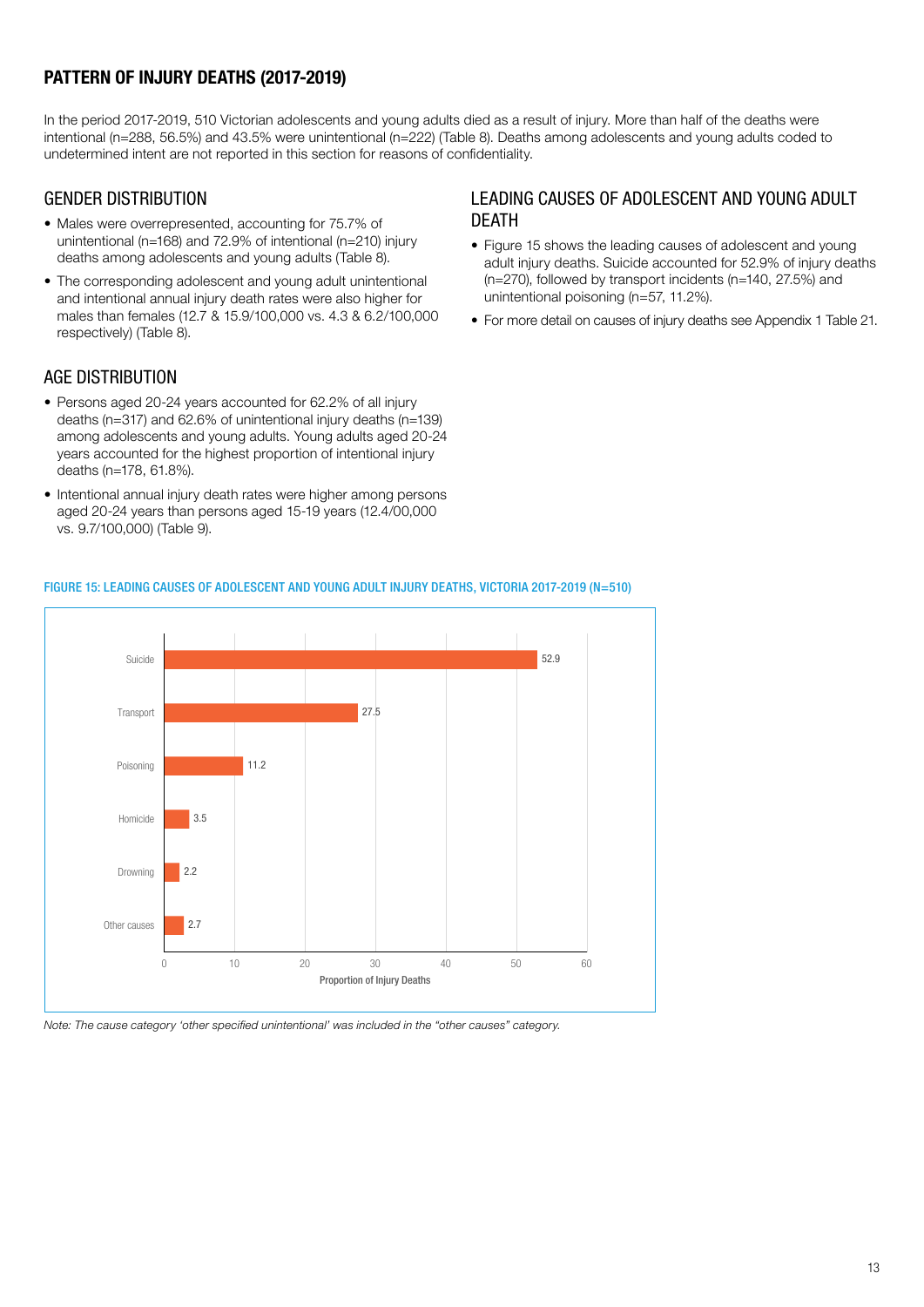## PATTERN OF INJURY DEATHS (2017-2019)

In the period 2017-2019, 510 Victorian adolescents and young adults died as a result of injury. More than half of the deaths were intentional (n=288, 56.5%) and 43.5% were unintentional (n=222) (Table 8). Deaths among adolescents and young adults coded to undetermined intent are not reported in this section for reasons of confidentiality.

### GENDER DISTRIBUTION

- Males were overrepresented, accounting for 75.7% of unintentional (n=168) and 72.9% of intentional (n=210) injury deaths among adolescents and young adults (Table 8).
- The corresponding adolescent and young adult unintentional and intentional annual injury death rates were also higher for males than females (12.7 & 15.9/100,000 vs. 4.3 & 6.2/100,000 respectively) (Table 8).

### AGE DISTRIBUTION

- Persons aged 20-24 years accounted for 62.2% of all injury deaths (n=317) and 62.6% of unintentional injury deaths (n=139) among adolescents and young adults. Young adults aged 20-24 years accounted for the highest proportion of intentional injury deaths (n=178, 61.8%).
- Intentional annual injury death rates were higher among persons aged 20-24 years than persons aged 15-19 years (12.4/00,000 vs. 9.7/100,000) (Table 9).

### LEADING CAUSES OF ADOLESCENT AND YOUNG ADULT DEATH

- Figure 15 shows the leading causes of adolescent and young adult injury deaths. Suicide accounted for 52.9% of injury deaths (n=270), followed by transport incidents (n=140, 27.5%) and unintentional poisoning (n=57, 11.2%).
- For more detail on causes of injury deaths see Appendix 1 Table 21.

**FIGURE 15: LEADING CAUSES OF ADOLESCENT AND YOUNG ADULT INJURY DEATHS, VICTORIA 2017-2019 (N=510)**

| Cause | Proportion of Injury Deaths |
|---|---|
| Suicide | 52.9 |
| Transport | 27.5 |
| Poisoning | 11.2 |
| Homicide | 3.5 |
| Drowning | 2.2 |
| Other causes | 2.7 |

*Note: The cause category 'other specified unintentional' was included in the "other causes" category.*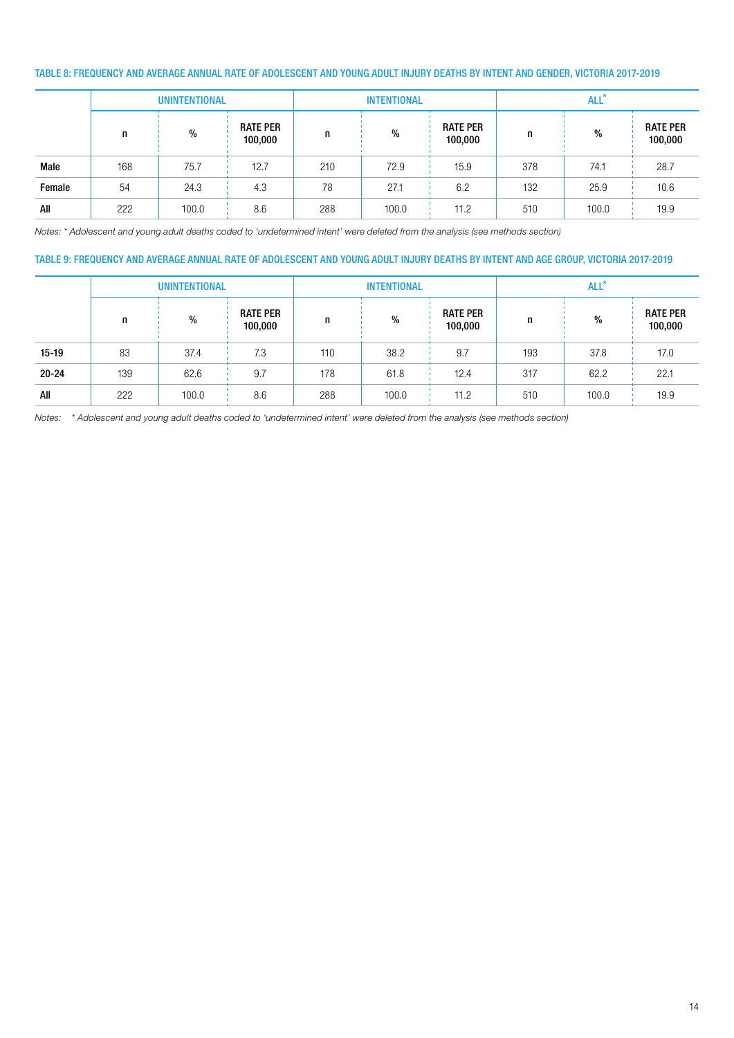TABLE 8: FREQUENCY AND AVERAGE ANNUAL RATE OF ADOLESCENT AND YOUNG ADULT INJURY DEATHS BY INTENT AND GENDER, VICTORIA 2017-2019

| | UNINTENTIONAL | | | INTENTIONAL | | | ALL* | | |
|---|---|---|---|---|---|---|---|---|---|
| | n | % | RATE PER 100,000 | n | % | RATE PER 100,000 | n | % | RATE PER 100,000 |
| **Male** | 168 | 75.7 | 12.7 | 210 | 72.9 | 15.9 | 378 | 74.1 | 28.7 |
| **Female** | 54 | 24.3 | 4.3 | 78 | 27.1 | 6.2 | 132 | 25.9 | 10.6 |
| **All** | 222 | 100.0 | 8.6 | 288 | 100.0 | 11.2 | 510 | 100.0 | 19.9 |

*Notes: * Adolescent and young adult deaths coded to 'undetermined intent' were deleted from the analysis (see methods section)*

TABLE 9: FREQUENCY AND AVERAGE ANNUAL RATE OF ADOLESCENT AND YOUNG ADULT INJURY DEATHS BY INTENT AND AGE GROUP, VICTORIA 2017-2019

| | UNINTENTIONAL | | | INTENTIONAL | | | ALL* | | |
|---|---|---|---|---|---|---|---|---|---|
| | n | % | RATE PER 100,000 | n | % | RATE PER 100,000 | n | % | RATE PER 100,000 |
| **15-19** | 83 | 37.4 | 7.3 | 110 | 38.2 | 9.7 | 193 | 37.8 | 17.0 |
| **20-24** | 139 | 62.6 | 9.7 | 178 | 61.8 | 12.4 | 317 | 62.2 | 22.1 |
| **All** | 222 | 100.0 | 8.6 | 288 | 100.0 | 11.2 | 510 | 100.0 | 19.9 |

*Notes: * Adolescent and young adult deaths coded to 'undetermined intent' were deleted from the analysis (see methods section)*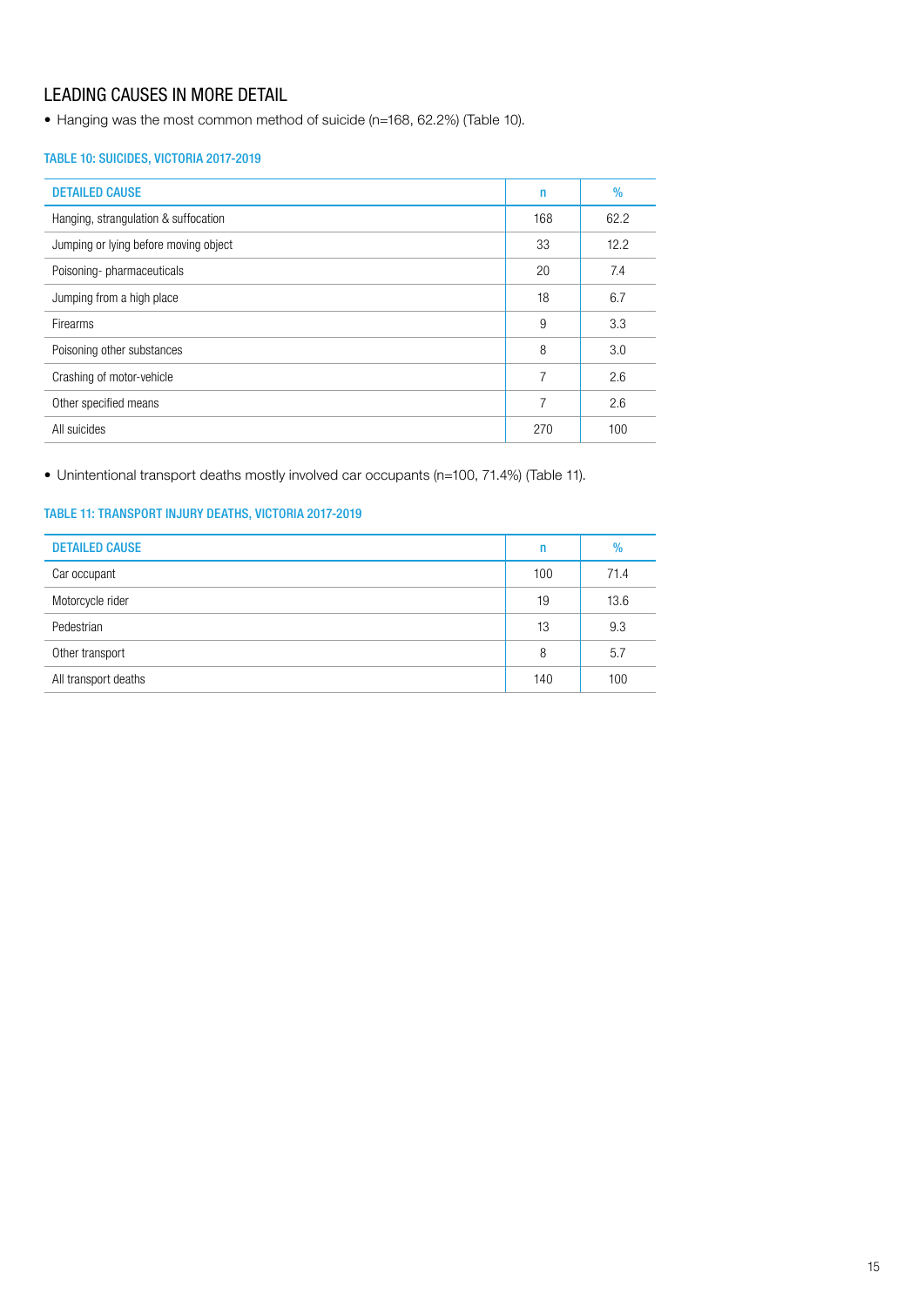## LEADING CAUSES IN MORE DETAIL

- Hanging was the most common method of suicide (n=168, 62.2%) (Table 10).

### TABLE 10: SUICIDES, VICTORIA 2017-2019

| DETAILED CAUSE | n | % |
|---|---|---|
| Hanging, strangulation & suffocation | 168 | 62.2 |
| Jumping or lying before moving object | 33 | 12.2 |
| Poisoning- pharmaceuticals | 20 | 7.4 |
| Jumping from a high place | 18 | 6.7 |
| Firearms | 9 | 3.3 |
| Poisoning other substances | 8 | 3.0 |
| Crashing of motor-vehicle | 7 | 2.6 |
| Other specified means | 7 | 2.6 |
| All suicides | 270 | 100 |

- Unintentional transport deaths mostly involved car occupants (n=100, 71.4%) (Table 11).

### TABLE 11: TRANSPORT INJURY DEATHS, VICTORIA 2017-2019

| DETAILED CAUSE | n | % |
|---|---|---|
| Car occupant | 100 | 71.4 |
| Motorcycle rider | 19 | 13.6 |
| Pedestrian | 13 | 9.3 |
| Other transport | 8 | 5.7 |
| All transport deaths | 140 | 100 |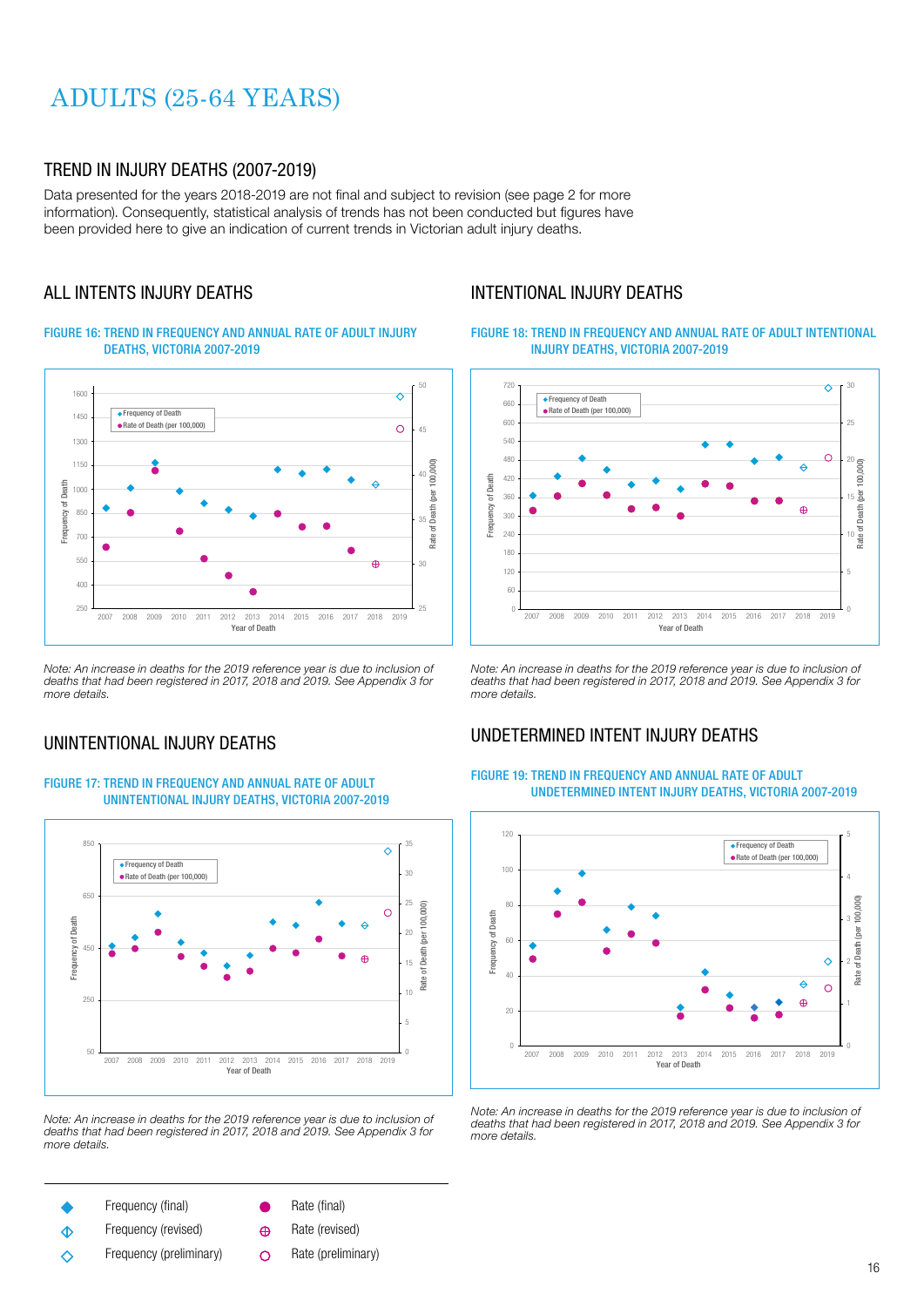# ADULTS (25-64 YEARS)

## TREND IN INJURY DEATHS (2007-2019)

Data presented for the years 2018-2019 are not final and subject to revision (see page 2 for more information). Consequently, statistical analysis of trends has not been conducted but figures have been provided here to give an indication of current trends in Victorian adult injury deaths.

### ALL INTENTS INJURY DEATHS

**FIGURE 16: TREND IN FREQUENCY AND ANNUAL RATE OF ADULT INJURY DEATHS, VICTORIA 2007-2019**

*Note: An increase in deaths for the 2019 reference year is due to inclusion of deaths that had been registered in 2017, 2018 and 2019. See Appendix 3 for more details.*

### UNINTENTIONAL INJURY DEATHS

**FIGURE 17: TREND IN FREQUENCY AND ANNUAL RATE OF ADULT UNINTENTIONAL INJURY DEATHS, VICTORIA 2007-2019**

*Note: An increase in deaths for the 2019 reference year is due to inclusion of deaths that had been registered in 2017, 2018 and 2019. See Appendix 3 for more details.*

### INTENTIONAL INJURY DEATHS

**FIGURE 18: TREND IN FREQUENCY AND ANNUAL RATE OF ADULT INTENTIONAL INJURY DEATHS, VICTORIA 2007-2019**

*Note: An increase in deaths for the 2019 reference year is due to inclusion of deaths that had been registered in 2017, 2018 and 2019. See Appendix 3 for more details.*

### UNDETERMINED INTENT INJURY DEATHS

**FIGURE 19: TREND IN FREQUENCY AND ANNUAL RATE OF ADULT UNDETERMINED INTENT INJURY DEATHS, VICTORIA 2007-2019**

*Note: An increase in deaths for the 2019 reference year is due to inclusion of deaths that had been registered in 2017, 2018 and 2019. See Appendix 3 for more details.*

- ◆ Frequency (final)
- Frequency (revised)
- ◇ Frequency (preliminary)
- ● Rate (final)
- ⊕ Rate (revised)
- ○ Rate (preliminary)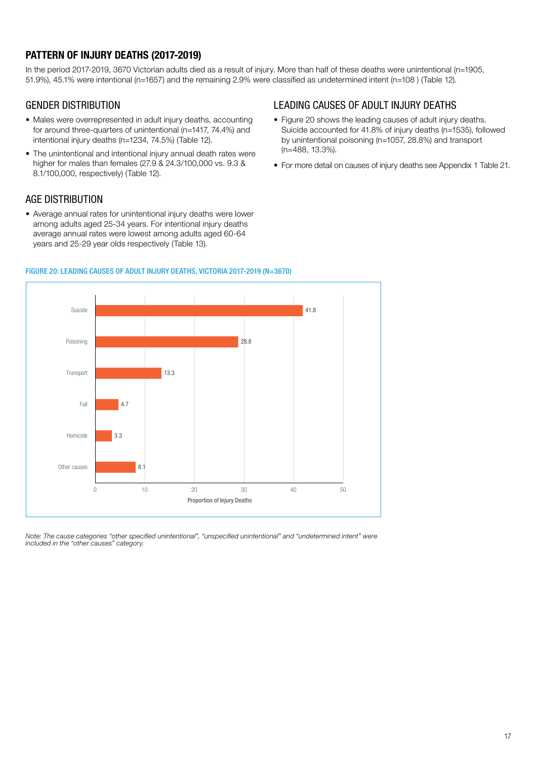## PATTERN OF INJURY DEATHS (2017-2019)

In the period 2017-2019, 3670 Victorian adults died as a result of injury. More than half of these deaths were unintentional (n=1905, 51.9%), 45.1% were intentional (n=1657) and the remaining 2.9% were classified as undetermined intent (n=108 ) (Table 12).

### GENDER DISTRIBUTION

- Males were overrepresented in adult injury deaths, accounting for around three-quarters of unintentional (n=1417, 74.4%) and intentional injury deaths (n=1234, 74.5%) (Table 12).
- The unintentional and intentional injury annual death rates were higher for males than females (27.9 & 24.3/100,000 vs. 9.3 & 8.1/100,000, respectively) (Table 12).

### AGE DISTRIBUTION

- Average annual rates for unintentional injury deaths were lower among adults aged 25-34 years. For intentional injury deaths average annual rates were lowest among adults aged 60-64 years and 25-29 year olds respectively (Table 13).

### LEADING CAUSES OF ADULT INJURY DEATHS

- Figure 20 shows the leading causes of adult injury deaths. Suicide accounted for 41.8% of injury deaths (n=1535), followed by unintentional poisoning (n=1057, 28.8%) and transport (n=488, 13.3%).
- For more detail on causes of injury deaths see Appendix 1 Table 21.

FIGURE 20: LEADING CAUSES OF ADULT INJURY DEATHS, VICTORIA 2017-2019 (N=3670)

| Cause | Proportion of Injury Deaths |
|---|---|
| Suicide | 41.8 |
| Poisoning | 28.8 |
| Transport | 13.3 |
| Fall | 4.7 |
| Homicide | 3.3 |
| Other causes | 8.1 |

*Note: The cause categories "other specified unintentional", "unspecified unintentional" and "undetermined intent" were included in the "other causes" category.*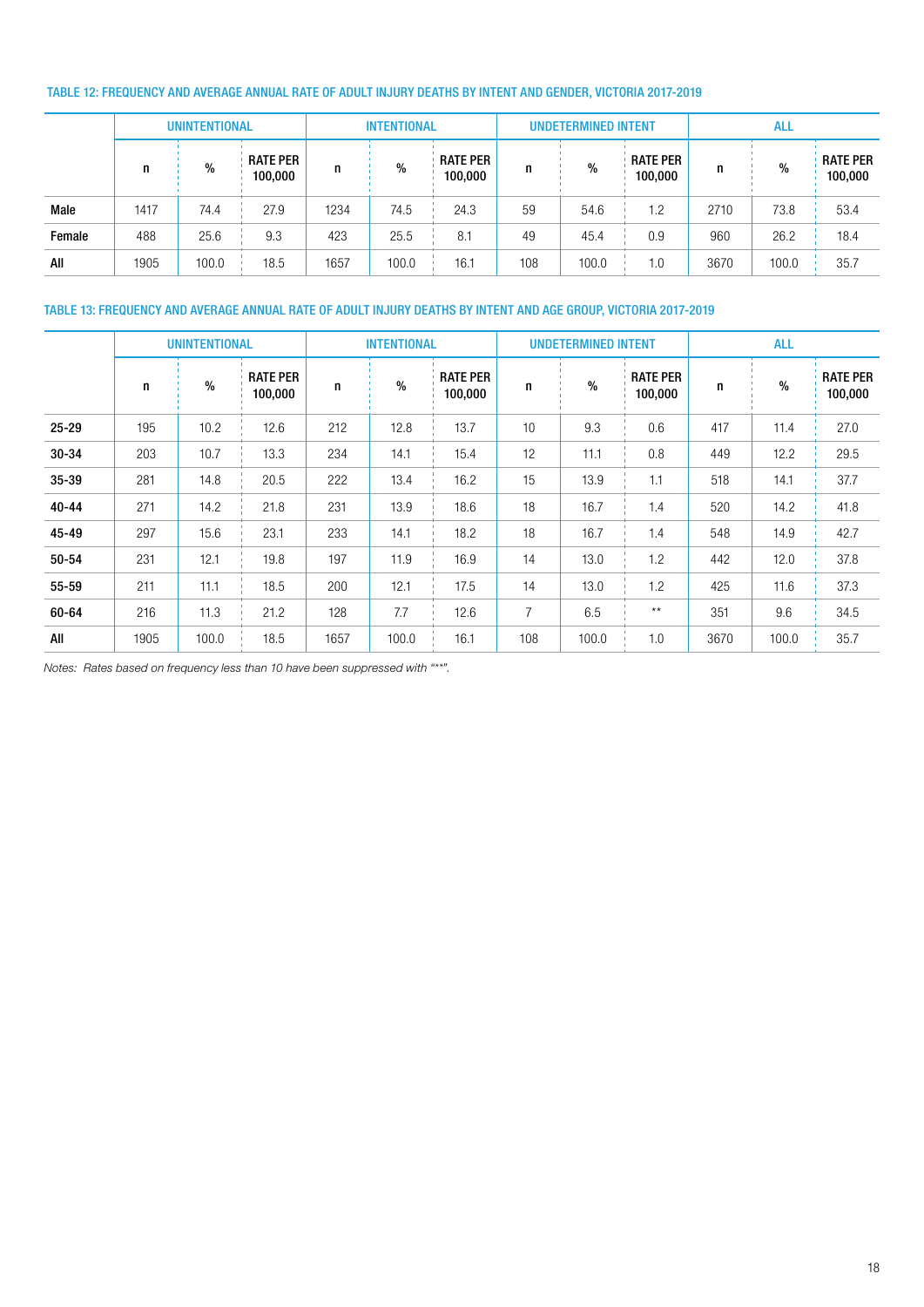### TABLE 12: FREQUENCY AND AVERAGE ANNUAL RATE OF ADULT INJURY DEATHS BY INTENT AND GENDER, VICTORIA 2017-2019

| | UNINTENTIONAL | | | INTENTIONAL | | | UNDETERMINED INTENT | | | ALL | | |
|---|---|---|---|---|---|---|---|---|---|---|---|---|
| | **n** | **%** | **RATE PER 100,000** | **n** | **%** | **RATE PER 100,000** | **n** | **%** | **RATE PER 100,000** | **n** | **%** | **RATE PER 100,000** |
| **Male** | 1417 | 74.4 | 27.9 | 1234 | 74.5 | 24.3 | 59 | 54.6 | 1.2 | 2710 | 73.8 | 53.4 |
| **Female** | 488 | 25.6 | 9.3 | 423 | 25.5 | 8.1 | 49 | 45.4 | 0.9 | 960 | 26.2 | 18.4 |
| **All** | 1905 | 100.0 | 18.5 | 1657 | 100.0 | 16.1 | 108 | 100.0 | 1.0 | 3670 | 100.0 | 35.7 |

### TABLE 13: FREQUENCY AND AVERAGE ANNUAL RATE OF ADULT INJURY DEATHS BY INTENT AND AGE GROUP, VICTORIA 2017-2019

| | UNINTENTIONAL | | | INTENTIONAL | | | UNDETERMINED INTENT | | | ALL | | |
|---|---|---|---|---|---|---|---|---|---|---|---|---|
| | **n** | **%** | **RATE PER 100,000** | **n** | **%** | **RATE PER 100,000** | **n** | **%** | **RATE PER 100,000** | **n** | **%** | **RATE PER 100,000** |
| **25-29** | 195 | 10.2 | 12.6 | 212 | 12.8 | 13.7 | 10 | 9.3 | 0.6 | 417 | 11.4 | 27.0 |
| **30-34** | 203 | 10.7 | 13.3 | 234 | 14.1 | 15.4 | 12 | 11.1 | 0.8 | 449 | 12.2 | 29.5 |
| **35-39** | 281 | 14.8 | 20.5 | 222 | 13.4 | 16.2 | 15 | 13.9 | 1.1 | 518 | 14.1 | 37.7 |
| **40-44** | 271 | 14.2 | 21.8 | 231 | 13.9 | 18.6 | 18 | 16.7 | 1.4 | 520 | 14.2 | 41.8 |
| **45-49** | 297 | 15.6 | 23.1 | 233 | 14.1 | 18.2 | 18 | 16.7 | 1.4 | 548 | 14.9 | 42.7 |
| **50-54** | 231 | 12.1 | 19.8 | 197 | 11.9 | 16.9 | 14 | 13.0 | 1.2 | 442 | 12.0 | 37.8 |
| **55-59** | 211 | 11.1 | 18.5 | 200 | 12.1 | 17.5 | 14 | 13.0 | 1.2 | 425 | 11.6 | 37.3 |
| **60-64** | 216 | 11.3 | 21.2 | 128 | 7.7 | 12.6 | 7 | 6.5 | ** | 351 | 9.6 | 34.5 |
| **All** | 1905 | 100.0 | 18.5 | 1657 | 100.0 | 16.1 | 108 | 100.0 | 1.0 | 3670 | 100.0 | 35.7 |

*Notes: Rates based on frequency less than 10 have been suppressed with "**".*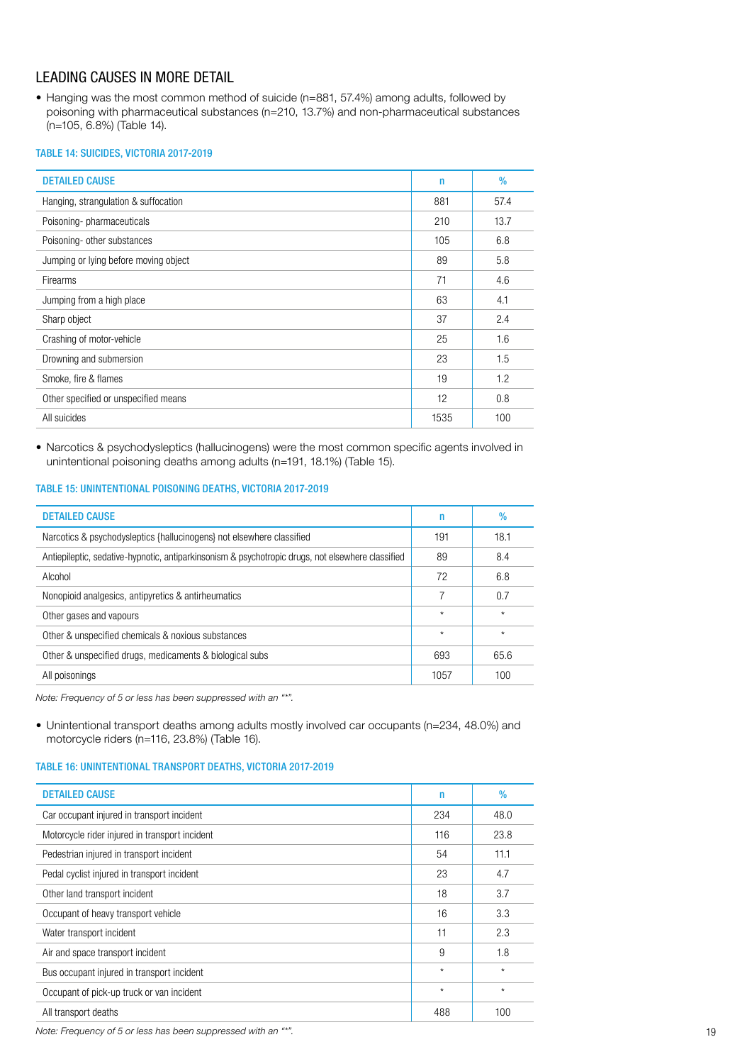## LEADING CAUSES IN MORE DETAIL

- Hanging was the most common method of suicide (n=881, 57.4%) among adults, followed by poisoning with pharmaceutical substances (n=210, 13.7%) and non-pharmaceutical substances (n=105, 6.8%) (Table 14).

### TABLE 14: SUICIDES, VICTORIA 2017-2019

| DETAILED CAUSE | n | % |
|---|---|---|
| Hanging, strangulation & suffocation | 881 | 57.4 |
| Poisoning- pharmaceuticals | 210 | 13.7 |
| Poisoning- other substances | 105 | 6.8 |
| Jumping or lying before moving object | 89 | 5.8 |
| Firearms | 71 | 4.6 |
| Jumping from a high place | 63 | 4.1 |
| Sharp object | 37 | 2.4 |
| Crashing of motor-vehicle | 25 | 1.6 |
| Drowning and submersion | 23 | 1.5 |
| Smoke, fire & flames | 19 | 1.2 |
| Other specified or unspecified means | 12 | 0.8 |
| All suicides | 1535 | 100 |

- Narcotics & psychodysleptics (hallucinogens) were the most common specific agents involved in unintentional poisoning deaths among adults (n=191, 18.1%) (Table 15).

### TABLE 15: UNINTENTIONAL POISONING DEATHS, VICTORIA 2017-2019

| DETAILED CAUSE | n | % |
|---|---|---|
| Narcotics & psychodysleptics (hallucinogens) not elsewhere classified | 191 | 18.1 |
| Antiepileptic, sedative-hypnotic, antiparkinsonism & psychotropic drugs, not elsewhere classified | 89 | 8.4 |
| Alcohol | 72 | 6.8 |
| Nonopioid analgesics, antipyretics & antirheumatics | 7 | 0.7 |
| Other gases and vapours | * | * |
| Other & unspecified chemicals & noxious substances | * | * |
| Other & unspecified drugs, medicaments & biological subs | 693 | 65.6 |
| All poisonings | 1057 | 100 |

*Note: Frequency of 5 or less has been suppressed with an "*".*

- Unintentional transport deaths among adults mostly involved car occupants (n=234, 48.0%) and motorcycle riders (n=116, 23.8%) (Table 16).

### TABLE 16: UNINTENTIONAL TRANSPORT DEATHS, VICTORIA 2017-2019

| DETAILED CAUSE | n | % |
|---|---|---|
| Car occupant injured in transport incident | 234 | 48.0 |
| Motorcycle rider injured in transport incident | 116 | 23.8 |
| Pedestrian injured in transport incident | 54 | 11.1 |
| Pedal cyclist injured in transport incident | 23 | 4.7 |
| Other land transport incident | 18 | 3.7 |
| Occupant of heavy transport vehicle | 16 | 3.3 |
| Water transport incident | 11 | 2.3 |
| Air and space transport incident | 9 | 1.8 |
| Bus occupant injured in transport incident | * | * |
| Occupant of pick-up truck or van incident | * | * |
| All transport deaths | 488 | 100 |

*Note: Frequency of 5 or less has been suppressed with an "*".*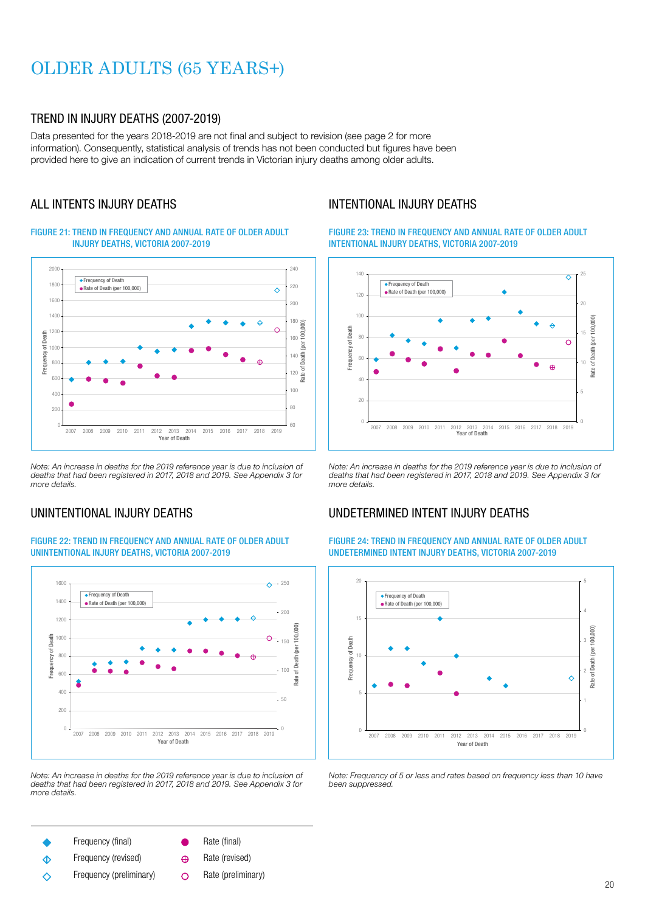# OLDER ADULTS (65 YEARS+)

## TREND IN INJURY DEATHS (2007-2019)

Data presented for the years 2018-2019 are not final and subject to revision (see page 2 for more information). Consequently, statistical analysis of trends has not been conducted but figures have been provided here to give an indication of current trends in Victorian injury deaths among older adults.

## ALL INTENTS INJURY DEATHS

FIGURE 21: TREND IN FREQUENCY AND ANNUAL RATE OF OLDER ADULT INJURY DEATHS, VICTORIA 2007-2019

*Note: An increase in deaths for the 2019 reference year is due to inclusion of deaths that had been registered in 2017, 2018 and 2019. See Appendix 3 for more details.*

## UNINTENTIONAL INJURY DEATHS

FIGURE 22: TREND IN FREQUENCY AND ANNUAL RATE OF OLDER ADULT UNINTENTIONAL INJURY DEATHS, VICTORIA 2007-2019

*Note: An increase in deaths for the 2019 reference year is due to inclusion of deaths that had been registered in 2017, 2018 and 2019. See Appendix 3 for more details.*

## INTENTIONAL INJURY DEATHS

FIGURE 23: TREND IN FREQUENCY AND ANNUAL RATE OF OLDER ADULT INTENTIONAL INJURY DEATHS, VICTORIA 2007-2019

*Note: An increase in deaths for the 2019 reference year is due to inclusion of deaths that had been registered in 2017, 2018 and 2019. See Appendix 3 for more details.*

## UNDETERMINED INTENT INJURY DEATHS

FIGURE 24: TREND IN FREQUENCY AND ANNUAL RATE OF OLDER ADULT UNDETERMINED INTENT INJURY DEATHS, VICTORIA 2007-2019

*Note: Frequency of 5 or less and rates based on frequency less than 10 have been suppressed.*

Frequency (final) · Frequency (revised) · Frequency (preliminary) · Rate (final) · Rate (revised) · Rate (preliminary)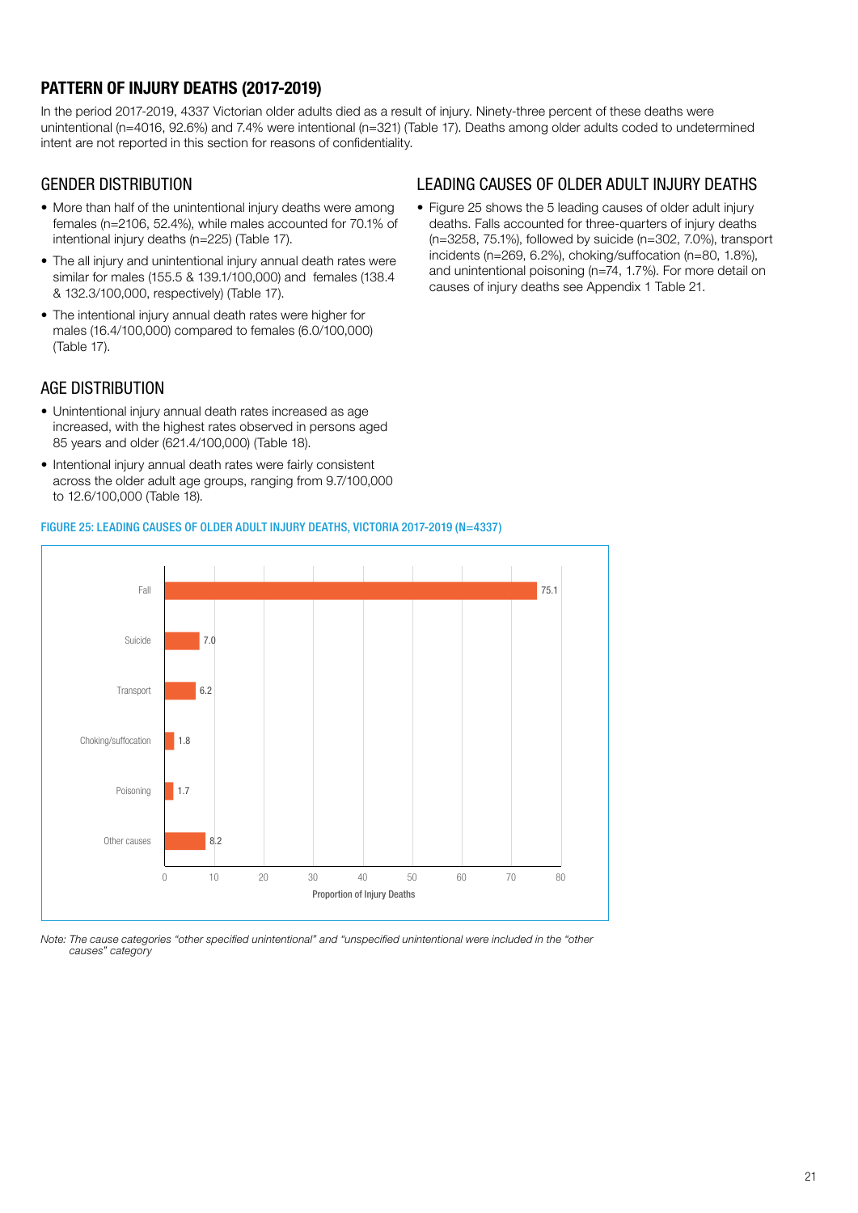## PATTERN OF INJURY DEATHS (2017-2019)

In the period 2017-2019, 4337 Victorian older adults died as a result of injury. Ninety-three percent of these deaths were unintentional (n=4016, 92.6%) and 7.4% were intentional (n=321) (Table 17). Deaths among older adults coded to undetermined intent are not reported in this section for reasons of confidentiality.

### GENDER DISTRIBUTION

- More than half of the unintentional injury deaths were among females (n=2106, 52.4%), while males accounted for 70.1% of intentional injury deaths (n=225) (Table 17).
- The all injury and unintentional injury annual death rates were similar for males (155.5 & 139.1/100,000) and females (138.4 & 132.3/100,000, respectively) (Table 17).
- The intentional injury annual death rates were higher for males (16.4/100,000) compared to females (6.0/100,000) (Table 17).

### AGE DISTRIBUTION

- Unintentional injury annual death rates increased as age increased, with the highest rates observed in persons aged 85 years and older (621.4/100,000) (Table 18).
- Intentional injury annual death rates were fairly consistent across the older adult age groups, ranging from 9.7/100,000 to 12.6/100,000 (Table 18).

### LEADING CAUSES OF OLDER ADULT INJURY DEATHS

- Figure 25 shows the 5 leading causes of older adult injury deaths. Falls accounted for three-quarters of injury deaths (n=3258, 75.1%), followed by suicide (n=302, 7.0%), transport incidents (n=269, 6.2%), choking/suffocation (n=80, 1.8%), and unintentional poisoning (n=74, 1.7%). For more detail on causes of injury deaths see Appendix 1 Table 21.

FIGURE 25: LEADING CAUSES OF OLDER ADULT INJURY DEATHS, VICTORIA 2017-2019 (N=4337)

| Cause | Proportion of Injury Deaths |
|---|---|
| Fall | 75.1 |
| Suicide | 7.0 |
| Transport | 6.2 |
| Choking/suffocation | 1.8 |
| Poisoning | 1.7 |
| Other causes | 8.2 |

*Note: The cause categories "other specified unintentional" and "unspecified unintentional were included in the "other causes" category*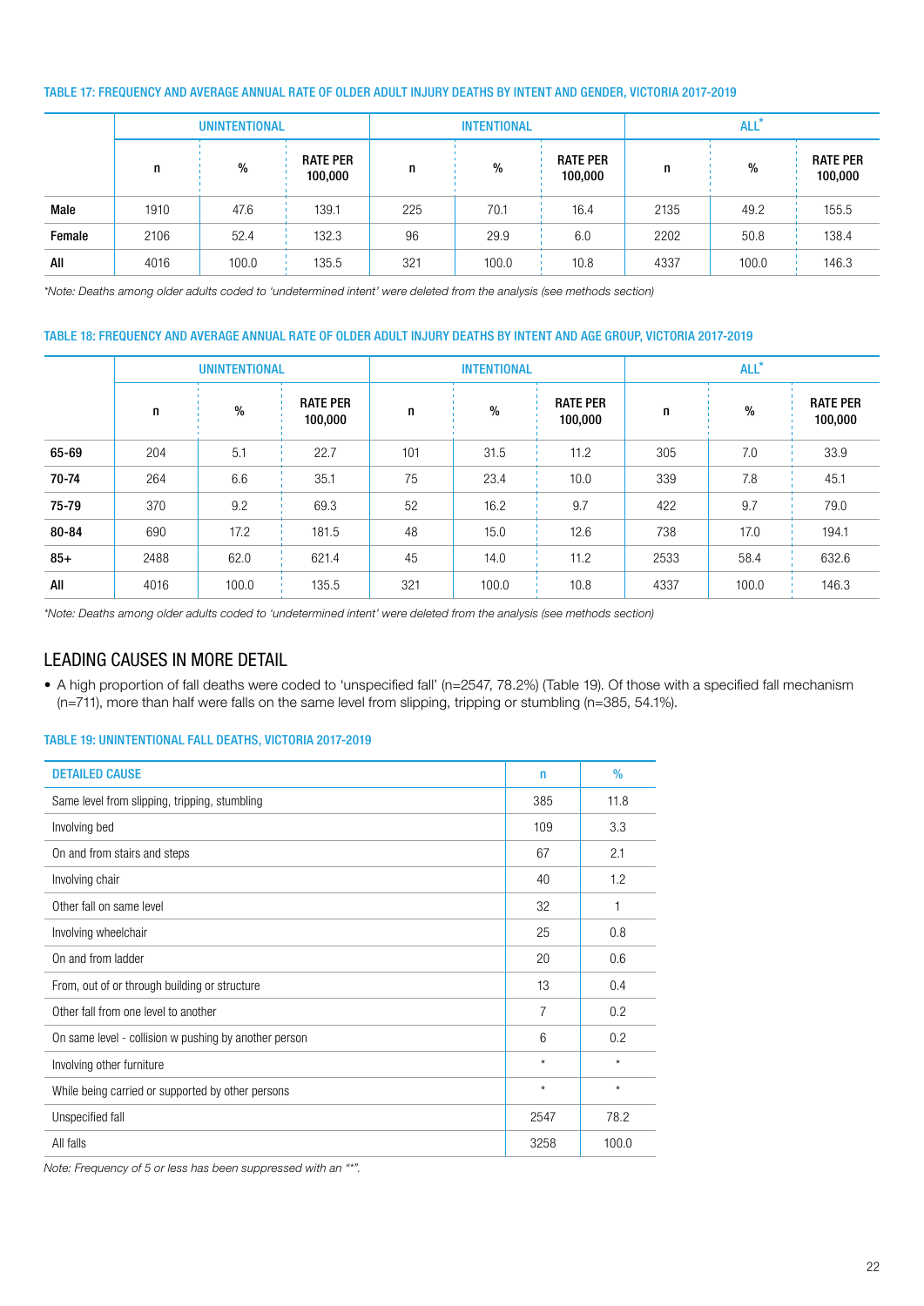#### TABLE 17: FREQUENCY AND AVERAGE ANNUAL RATE OF OLDER ADULT INJURY DEATHS BY INTENT AND GENDER, VICTORIA 2017-2019

| | UNINTENTIONAL | | | INTENTIONAL | | | ALL* | | |
|---|---|---|---|---|---|---|---|---|---|
| | n | % | RATE PER 100,000 | n | % | RATE PER 100,000 | n | % | RATE PER 100,000 |
| **Male** | 1910 | 47.6 | 139.1 | 225 | 70.1 | 16.4 | 2135 | 49.2 | 155.5 |
| **Female** | 2106 | 52.4 | 132.3 | 96 | 29.9 | 6.0 | 2202 | 50.8 | 138.4 |
| **All** | 4016 | 100.0 | 135.5 | 321 | 100.0 | 10.8 | 4337 | 100.0 | 146.3 |

*\*Note: Deaths among older adults coded to 'undetermined intent' were deleted from the analysis (see methods section)*

#### TABLE 18: FREQUENCY AND AVERAGE ANNUAL RATE OF OLDER ADULT INJURY DEATHS BY INTENT AND AGE GROUP, VICTORIA 2017-2019

| | UNINTENTIONAL | | | INTENTIONAL | | | ALL* | | |
|---|---|---|---|---|---|---|---|---|---|
| | n | % | RATE PER 100,000 | n | % | RATE PER 100,000 | n | % | RATE PER 100,000 |
| **65-69** | 204 | 5.1 | 22.7 | 101 | 31.5 | 11.2 | 305 | 7.0 | 33.9 |
| **70-74** | 264 | 6.6 | 35.1 | 75 | 23.4 | 10.0 | 339 | 7.8 | 45.1 |
| **75-79** | 370 | 9.2 | 69.3 | 52 | 16.2 | 9.7 | 422 | 9.7 | 79.0 |
| **80-84** | 690 | 17.2 | 181.5 | 48 | 15.0 | 12.6 | 738 | 17.0 | 194.1 |
| **85+** | 2488 | 62.0 | 621.4 | 45 | 14.0 | 11.2 | 2533 | 58.4 | 632.6 |
| **All** | 4016 | 100.0 | 135.5 | 321 | 100.0 | 10.8 | 4337 | 100.0 | 146.3 |

*\*Note: Deaths among older adults coded to 'undetermined intent' were deleted from the analysis (see methods section)*

## LEADING CAUSES IN MORE DETAIL

- A high proportion of fall deaths were coded to 'unspecified fall' (n=2547, 78.2%) (Table 19). Of those with a specified fall mechanism (n=711), more than half were falls on the same level from slipping, tripping or stumbling (n=385, 54.1%).

#### TABLE 19: UNINTENTIONAL FALL DEATHS, VICTORIA 2017-2019

| DETAILED CAUSE | n | % |
|---|---|---|
| Same level from slipping, tripping, stumbling | 385 | 11.8 |
| Involving bed | 109 | 3.3 |
| On and from stairs and steps | 67 | 2.1 |
| Involving chair | 40 | 1.2 |
| Other fall on same level | 32 | 1 |
| Involving wheelchair | 25 | 0.8 |
| On and from ladder | 20 | 0.6 |
| From, out of or through building or structure | 13 | 0.4 |
| Other fall from one level to another | 7 | 0.2 |
| On same level - collision w pushing by another person | 6 | 0.2 |
| Involving other furniture | * | * |
| While being carried or supported by other persons | * | * |
| Unspecified fall | 2547 | 78.2 |
| All falls | 3258 | 100.0 |

*Note: Frequency of 5 or less has been suppressed with an "\*".*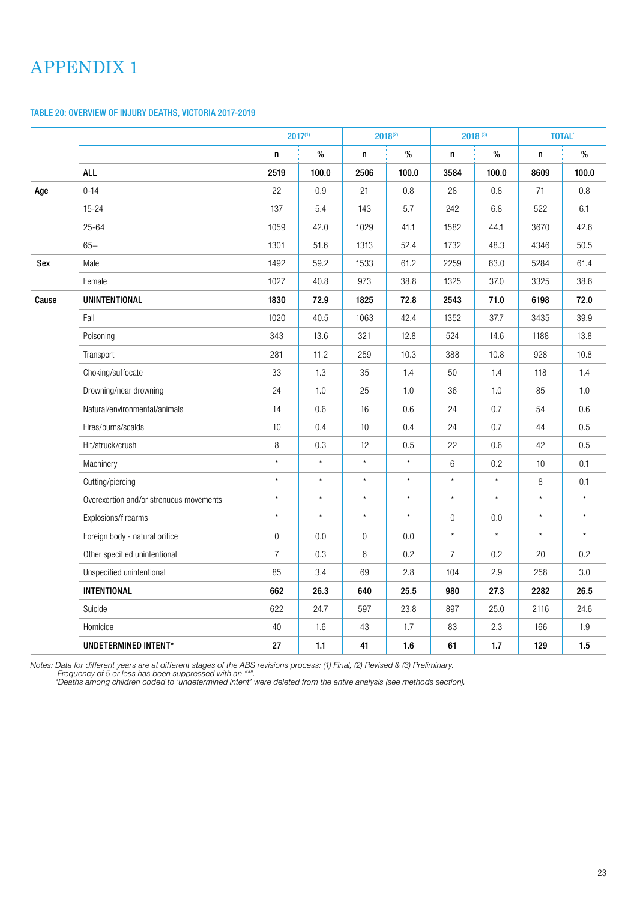# APPENDIX 1

### TABLE 20: OVERVIEW OF INJURY DEATHS, VICTORIA 2017-2019

| | | 2017[1] | | 2018[2] | | 2018 [3] | | TOTAL* | |
|---|---|---|---|---|---|---|---|---|---|
| | | n | % | n | % | n | % | n | % |
| | **ALL** | **2519** | **100.0** | **2506** | **100.0** | **3584** | **100.0** | **8609** | **100.0** |
| **Age** | 0-14 | 22 | 0.9 | 21 | 0.8 | 28 | 0.8 | 71 | 0.8 |
| | 15-24 | 137 | 5.4 | 143 | 5.7 | 242 | 6.8 | 522 | 6.1 |
| | 25-64 | 1059 | 42.0 | 1029 | 41.1 | 1582 | 44.1 | 3670 | 42.6 |
| | 65+ | 1301 | 51.6 | 1313 | 52.4 | 1732 | 48.3 | 4346 | 50.5 |
| **Sex** | Male | 1492 | 59.2 | 1533 | 61.2 | 2259 | 63.0 | 5284 | 61.4 |
| | Female | 1027 | 40.8 | 973 | 38.8 | 1325 | 37.0 | 3325 | 38.6 |
| **Cause** | **UNINTENTIONAL** | **1830** | **72.9** | **1825** | **72.8** | **2543** | **71.0** | **6198** | **72.0** |
| | Fall | 1020 | 40.5 | 1063 | 42.4 | 1352 | 37.7 | 3435 | 39.9 |
| | Poisoning | 343 | 13.6 | 321 | 12.8 | 524 | 14.6 | 1188 | 13.8 |
| | Transport | 281 | 11.2 | 259 | 10.3 | 388 | 10.8 | 928 | 10.8 |
| | Choking/suffocate | 33 | 1.3 | 35 | 1.4 | 50 | 1.4 | 118 | 1.4 |
| | Drowning/near drowning | 24 | 1.0 | 25 | 1.0 | 36 | 1.0 | 85 | 1.0 |
| | Natural/environmental/animals | 14 | 0.6 | 16 | 0.6 | 24 | 0.7 | 54 | 0.6 |
| | Fires/burns/scalds | 10 | 0.4 | 10 | 0.4 | 24 | 0.7 | 44 | 0.5 |
| | Hit/struck/crush | 8 | 0.3 | 12 | 0.5 | 22 | 0.6 | 42 | 0.5 |
| | Machinery | * | * | * | * | 6 | 0.2 | 10 | 0.1 |
| | Cutting/piercing | * | * | * | * | * | * | 8 | 0.1 |
| | Overexertion and/or strenuous movements | * | * | * | * | * | * | * | * |
| | Explosions/firearms | * | * | * | * | 0 | 0.0 | * | * |
| | Foreign body - natural orifice | 0 | 0.0 | 0 | 0.0 | * | * | * | * |
| | Other specified unintentional | 7 | 0.3 | 6 | 0.2 | 7 | 0.2 | 20 | 0.2 |
| | Unspecified unintentional | 85 | 3.4 | 69 | 2.8 | 104 | 2.9 | 258 | 3.0 |
| | **INTENTIONAL** | **662** | **26.3** | **640** | **25.5** | **980** | **27.3** | **2282** | **26.5** |
| | Suicide | 622 | 24.7 | 597 | 23.8 | 897 | 25.0 | 2116 | 24.6 |
| | Homicide | 40 | 1.6 | 43 | 1.7 | 83 | 2.3 | 166 | 1.9 |
| | **UNDETERMINED INTENT*** | **27** | **1.1** | **41** | **1.6** | **61** | **1.7** | **129** | **1.5** |

*Notes: Data for different years are at different stages of the ABS revisions process: (1) Final, (2) Revised & (3) Preliminary.*
*Frequency of 5 or less has been suppressed with an "*".*
*\*Deaths among children coded to 'undetermined intent' were deleted from the entire analysis (see methods section).*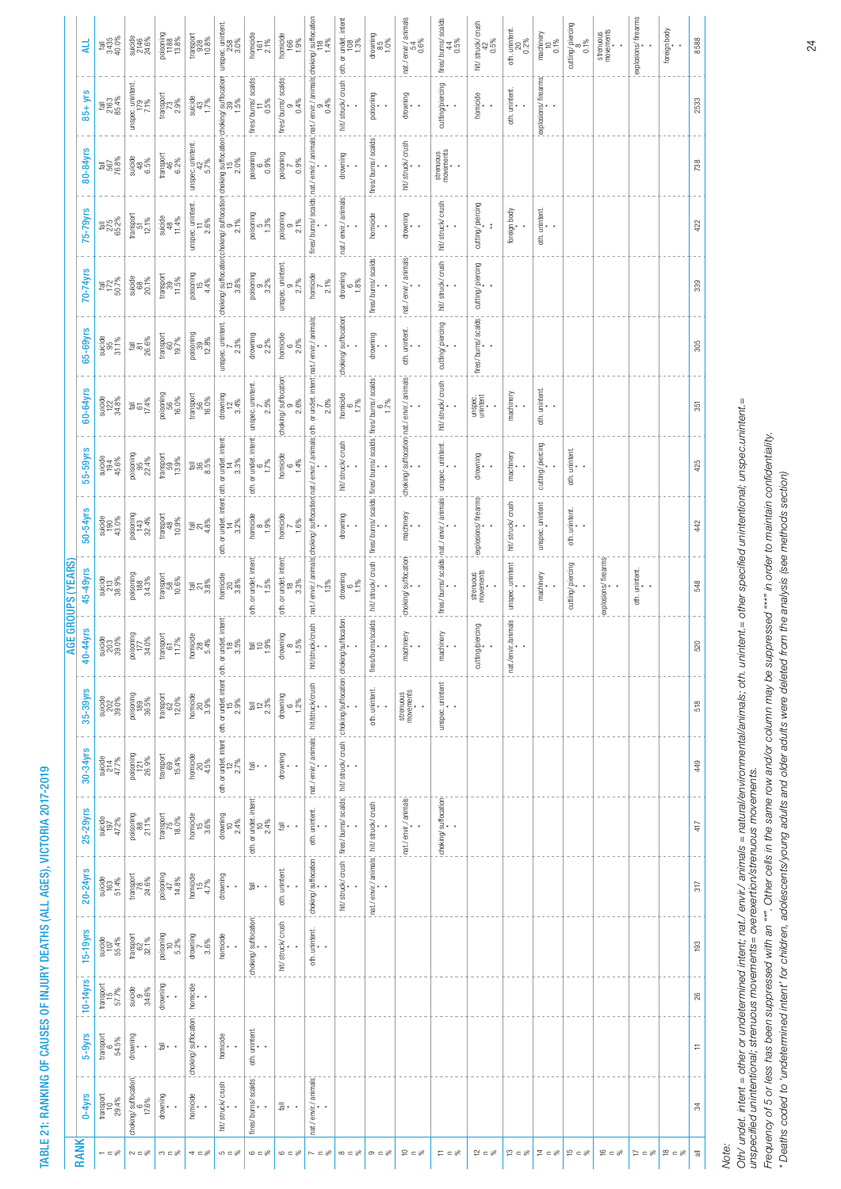# TABLE 21: RANKING OF CAUSES OF INJURY DEATHS (ALL AGES), VICTORIA 2017-2019

Each cell gives: cause, n, %.

| RANK | 0-4yrs | 5-9yrs | 10-14yrs | 15-19yrs | 20-24yrs | 25-29yrs | 30-34yrs | 35-39yrs | 40-44yrs | 45-49yrs | 50-54yrs | 55-59yrs | 60-64yrs | 65-69yrs | 70-74yrs | 75-79yrs | 80-84yrs | 85+ yrs | ALL |
|---|---|---|---|---|---|---|---|---|---|---|---|---|---|---|---|---|---|---|---|
| 1 | transport 10 29.4% | transport 6 54.5% | transport 15 57.7% | suicide 107 55.4% | suicide 163 51.4% | suicide 197 47.2% | suicide 214 47.7% | suicide 202 39.0% | suicide 203 39.0% | suicide 213 38.9% | suicide 190 43.0% | suicide 194 45.6% | suicide 122 34.8% | suicide 95 31.1% | fall 172 50.7% | fall 275 65.2% | fall 567 76.8% | fall 2163 85.4% | fall 3435 40.0% |
| 2 | choking/ suffocation 6 17.6% | drowning * * | suicide 9 34.6% | transport 62 32.1% | transport 78 24.6% | poisoning 88 21.1% | poisoning 121 26.9% | poisoning 189 36.5% | poisoning 177 34.0% | poisoning 188 34.3% | poisoning 143 32.4% | poisoning 95 22.4% | fall 61 17.4% | fall 81 26.6% | suicide 68 20.1% | transport 51 12.1% | suicide 48 6.5% | unspec. unintent. 179 7.1% | suicide 2146 24.6% |
| 3 | drowning * * | fall * * | drowning * * | poisoning 10 5.2% | poisoning 47 14.8% | transport 75 18.0% | transport 69 15.4% | transport 62 12.0% | transport 61 11.7% | transport 58 10.6% | transport 48 10.9% | transport 59 13.9% | poisoning 56 16.0% | transport 60 19.7% | transport 39 11.5% | suicide 48 11.4% | transport 46 6.2% | transport 73 2.9% | poisoning 1188 13.8% |
| 4 | homicide * * | choking/ suffocation * * | homicide * * | drowning 7 3.6% | homicide 15 4.7% | homicide 15 3.6% | homicide 20 4.5% | homicide 20 3.9% | homicide 28 5.4% | fall 21 3.8% | fall 21 4.8% | fall 36 8.5% | transport 56 16.0% | poisoning 39 12.8% | poisoning 15 4.4% | unspec. unintent. 11 2.6% | unspec. unintent. 42 5.7% | suicide 43 1.7% | transport 928 10.8% |
| 5 | hit/ struck/ crush * * | homicide * * | | homicide * * | drowning * * | drowning 10 2.4% | oth. or undet. intent 12 2.7% | oth. or undet. intent 15 2.9% | oth. or undet. intent 18 3.5% | homicide 20 3.8% | oth. or undet. intent 14 3.2% | oth. or undet. intent 14 3.3% | drowning 12 3.4% | unspec. unintent. 7 2.3% | choking/ suffocation 13 3.8% | choking/ suffocation 9 2.1% | choking/ suffocation 15 2.0% | choking/ suffocation 39 1.5% | unspec. unintent. 258 3.0% |
| 6 | fires/ burns/ scalds * * | oth. unintent. * * | | choking/ suffocation * * | fall * * | oth. or undet. intent 10 2.4% | fall * * | fall 12 2.3% | fall 10 1.9% | oth. or undet. intent 7 1.5% | homicide 8 1.9% | oth. or undet. intent 6 1.7% | unspec. unintent. 7 2.5% | drowning 6 2.2% | poisoning 9 3.2% | poisoning 5 1.3% | poisoning 6 0.9% | fires/ burns/ scalds 11 0.5% | homicide 161 2.1% |
| 6 | fall * * | | | hit/ struck/ crush * * | oth. unintent. * * | fall * * | drowning * * | drowning 6 1.2% | drowning 8 1.5% | oth. or undet. intent 18 3.3% | homicide 7 1.6% | homicide 6 1.4% | choking/ suffocation 9 2.6% | homicide 6 2.0% | unspec. unintent. 9 2.7% | poisoning 9 2.1% | poisoning 7 0.9% | fires/ burns/ scalds 9 0.4% | homicide 166 1.9% |
| 7 | nat./ envir./ animals * * | | | oth. unintent. * * | choking/ suffocation * * | oth. unintent. * * | nat./ envir./ animals * * | hit/struck/crush * * | hit/struck/crush * * | nat./ envir./ animals 7 1.3% | choking/ suffocation * * | nat./ envir./ animals * * | oth. or undet. intent 7 2.0% | nat./ envir./ animals * * | homicide 7 2.1% | fires/ burns/ scalds * * | nat./ envir./ animals * * | nat./ envir./ animals 9 0.4% | choking/ suffocation 118 1.4% |
| 8 | | | | | hit/ struck/ crush * * | fires/ burns/ scalds * * | hit/ struck/ crush * * | choking/ suffocation * * | choking/ suffocation * * | drowning 6 1.1% | drowning * * | hit/ struck/ crush * * | homicide 6 1.7% | choking/ suffocation * * | drowning 6 1.8% | nat./ envir./ animals * * | drowning * * | hit/ struck/ crush * * | oth. or undet. intent 108 1.3% |
| 9 | | | | | nat./ envir./ animals * * | hit/ struck/ crush * * | | oth. unintent. * * | fires/burns/scalds * * | hit/ struck/ crush * * | fires/ burns/ scalds * * | fires/ burns/ scalds * * | fires/ burns/ scalds 6 1.7% | drowning * * | fires/ burns/ scalds * * | homicide * * | fires/ burns/ scalds * * | poisoning * * | drowning 85 1.0% |
| 10 | | | | | | nat./ envir./ animals * * | | strenuous movements * * | machinery * * | choking/ suffocation * * | machinery * * | choking/ suffocation * * | nat./ envir./ animals * * | oth. unintent. * * | nat./ envir./ animals * * | drowning * * | hit/ struck/ crush * * | drowning * * | nat./ envir./ animals 54 0.6% |
| 11 | | | | | | choking/ suffocation * * | | unspec. unintent * * | machinery * * | fires/ burns/ scalds * * | nat./ envir./ animals * * | unspec. unintent. * * | hit/ struck/ crush * * | cutting/ piercing * * | hit/ struck/ crush * * | hit/ struck/ crush * * | strenuous movements * * | cutting/ piercing * * | fires/ burns/ scalds 44 0.5% |
| 12 | | | | | | | | | cutting/ piercing * * | strenuous movements * * | explosions/ firearms * * | drowning * * | unspec. unintent * * | fires/ burns/ scalds * * | cutting/ piercing * * | cutting/ piercing ** | | homicide * * | hit/ struck/ crush 42 0.5% |
| 13 | | | | | | | | | nat./ envir./ animals * * | unspec. unintent * * | hit/ struck/ crush * * | machinery * * | machinery * * | | | foreign body * * | | oth. unintent. * * | oth. unintent. 20 0.2% |
| 14 | | | | | | | | | | machinery * * | unspec. unintent * * | cutting/ piercing * * | oth. unintent. * * | | | oth. unintent. * * | | explosions/ firearms * * | machinery 10 0.1% |
| 15 | | | | | | | | | | cutting/ piercing * * | oth. unintent. * * | oth. unintent. * * | | | | | | | cutting/ piercing 8 0.1% |
| 16 | | | | | | | | | | explosions/ firearms * * | | | | | | | | | strenuous movements * * |
| 17 | | | | | | | | | | oth. unintent. * * | | | | | | | | | explosions/ firearms * * |
| 18 | | | | | | | | | | | | | | | | | | | foreign body * * |
| all | 34 | 11 | 26 | 193 | 317 | 417 | 449 | 518 | 520 | 548 | 442 | 425 | 351 | 305 | 339 | 422 | 738 | 2533 | 8588 |

*Note:*

*Oth/ undet. intent = other or undetermined intent; nat./ envir./ animals = natural/environmental/animals; oth. unintent.= other specified unintentional; unspec.unintent.= unspecified unintentional; strenuous movements= overexertion/strenuous movements.*

*Frequency of 5 or less has been suppressed with an "*". Other cells in the same row and/or column may be suppressed "**" in order to maintain confidentiality.*

*\* Deaths coded to 'undetermined intent' for children, adolescents/young adults and older adults were deleted from the analysis (see methods section)*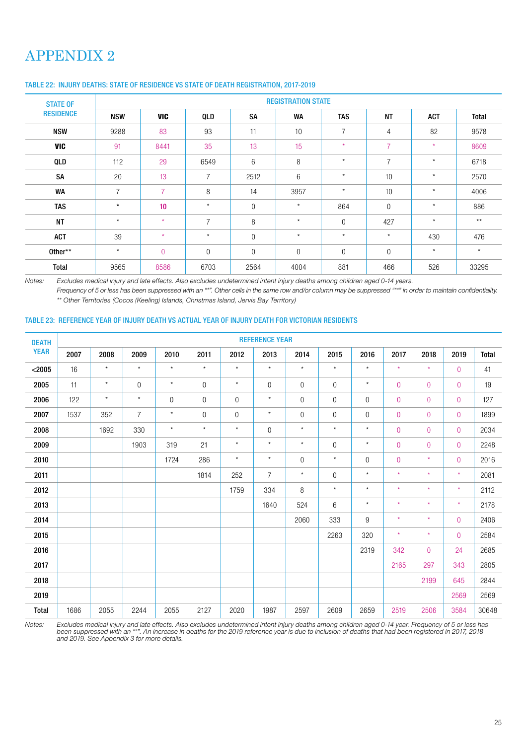# APPENDIX 2

## TABLE 22: INJURY DEATHS: STATE OF RESIDENCE VS STATE OF DEATH REGISTRATION, 2017-2019

| STATE OF RESIDENCE | REGISTRATION STATE | | | | | | | | |
|---|---|---|---|---|---|---|---|---|---|
| | NSW | VIC | QLD | SA | WA | TAS | NT | ACT | Total |
| NSW | 9288 | 83 | 93 | 11 | 10 | 7 | 4 | 82 | 9578 |
| VIC | 91 | 8441 | 35 | 13 | 15 | * | 7 | * | 8609 |
| QLD | 112 | 29 | 6549 | 6 | 8 | * | 7 | * | 6718 |
| SA | 20 | 13 | 7 | 2512 | 6 | * | 10 | * | 2570 |
| WA | 7 | 7 | 8 | 14 | 3957 | * | 10 | * | 4006 |
| TAS | * | 10 | * | 0 | * | 864 | 0 | * | 886 |
| NT | * | * | 7 | 8 | * | 0 | 427 | * | ** |
| ACT | 39 | * | * | 0 | * | * | * | 430 | 476 |
| Other** | * | 0 | 0 | 0 | 0 | 0 | 0 | * | * |
| Total | 9565 | 8586 | 6703 | 2564 | 4004 | 881 | 466 | 526 | 33295 |

Notes: *Excludes medical injury and late effects. Also excludes undetermined intent injury deaths among children aged 0-14 years.*
*Frequency of 5 or less has been suppressed with an "*". Other cells in the same row and/or column may be suppressed "**" in order to maintain confidentiality.*
*** Other Territories (Cocos (Keeling) Islands, Christmas Island, Jervis Bay Territory)*

## TABLE 23: REFERENCE YEAR OF INJURY DEATH VS ACTUAL YEAR OF INJURY DEATH FOR VICTORIAN RESIDENTS

| DEATH YEAR | REFERENCE YEAR | | | | | | | | | | | | | |
|---|---|---|---|---|---|---|---|---|---|---|---|---|---|---|
| | 2007 | 2008 | 2009 | 2010 | 2011 | 2012 | 2013 | 2014 | 2015 | 2016 | 2017 | 2018 | 2019 | Total |
| <2005 | 16 | * | * | * | * | * | * | * | * | * | * | * | 0 | 41 |
| 2005 | 11 | * | 0 | * | 0 | * | 0 | 0 | 0 | * | 0 | 0 | 0 | 19 |
| 2006 | 122 | * | * | 0 | 0 | 0 | * | 0 | 0 | 0 | 0 | 0 | 0 | 127 |
| 2007 | 1537 | 352 | 7 | * | 0 | 0 | * | 0 | 0 | 0 | 0 | 0 | 0 | 1899 |
| 2008 | | 1692 | 330 | * | * | * | 0 | * | * | * | 0 | 0 | 0 | 2034 |
| 2009 | | | 1903 | 319 | 21 | * | * | * | 0 | * | 0 | 0 | 0 | 2248 |
| 2010 | | | | 1724 | 286 | * | * | 0 | * | 0 | 0 | * | 0 | 2016 |
| 2011 | | | | | 1814 | 252 | 7 | * | 0 | * | * | * | * | 2081 |
| 2012 | | | | | | 1759 | 334 | 8 | * | * | * | * | * | 2112 |
| 2013 | | | | | | | 1640 | 524 | 6 | * | * | * | * | 2178 |
| 2014 | | | | | | | | 2060 | 333 | 9 | * | * | 0 | 2406 |
| 2015 | | | | | | | | | 2263 | 320 | * | * | 0 | 2584 |
| 2016 | | | | | | | | | | 2319 | 342 | 0 | 24 | 2685 |
| 2017 | | | | | | | | | | | 2165 | 297 | 343 | 2805 |
| 2018 | | | | | | | | | | | | 2199 | 645 | 2844 |
| 2019 | | | | | | | | | | | | | 2569 | 2569 |
| Total | 1686 | 2055 | 2244 | 2055 | 2127 | 2020 | 1987 | 2597 | 2609 | 2659 | 2519 | 2506 | 3584 | 30648 |

Notes: *Excludes medical injury and late effects. Also excludes undetermined intent injury deaths among children aged 0-14 year. Frequency of 5 or less has been suppressed with an "*". An increase in deaths for the 2019 reference year is due to inclusion of deaths that had been registered in 2017, 2018 and 2019. See Appendix 3 for more details.*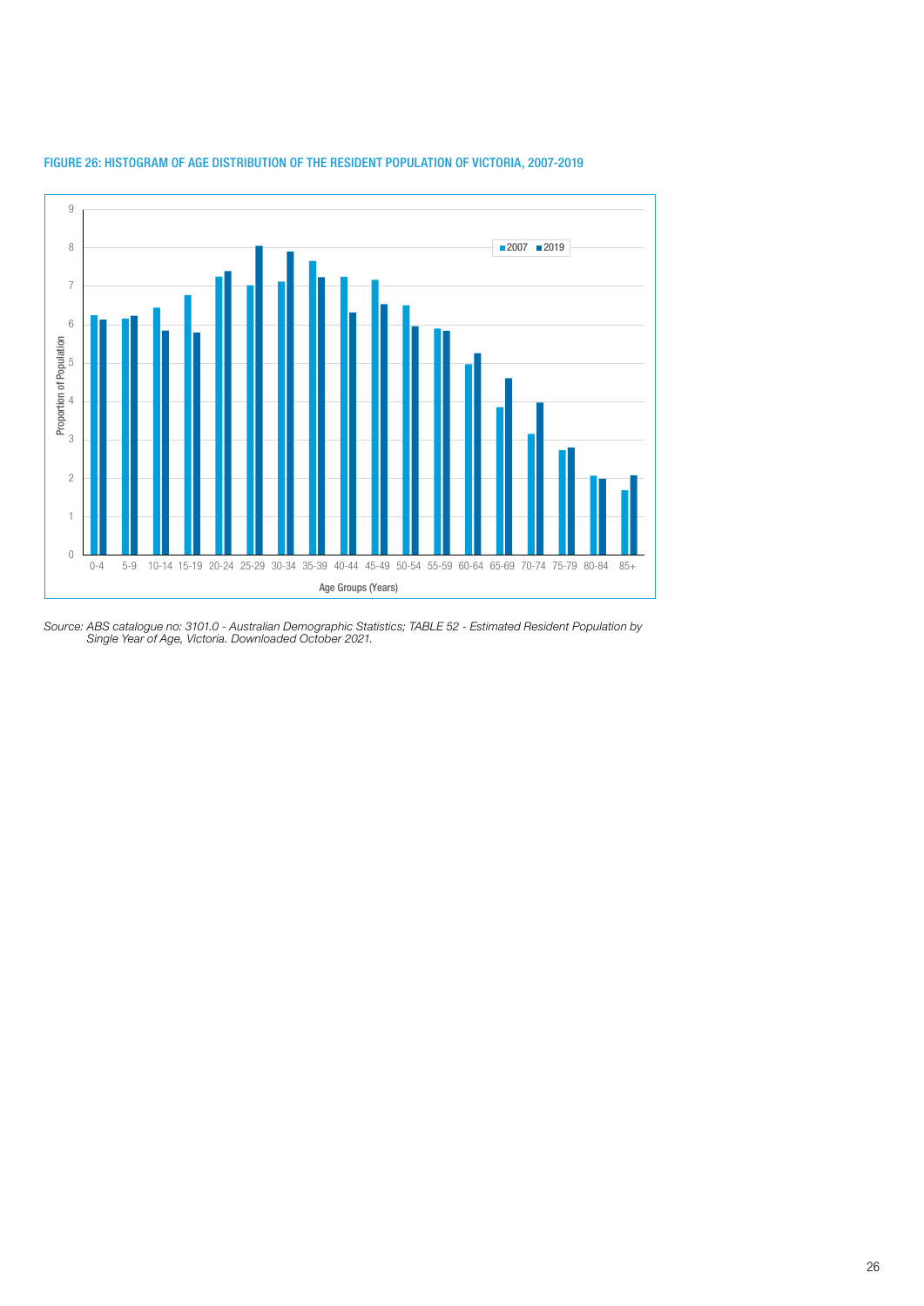FIGURE 26: HISTOGRAM OF AGE DISTRIBUTION OF THE RESIDENT POPULATION OF VICTORIA, 2007-2019

*Source: ABS catalogue no: 3101.0 - Australian Demographic Statistics; TABLE 52 - Estimated Resident Population by Single Year of Age, Victoria. Downloaded October 2021.*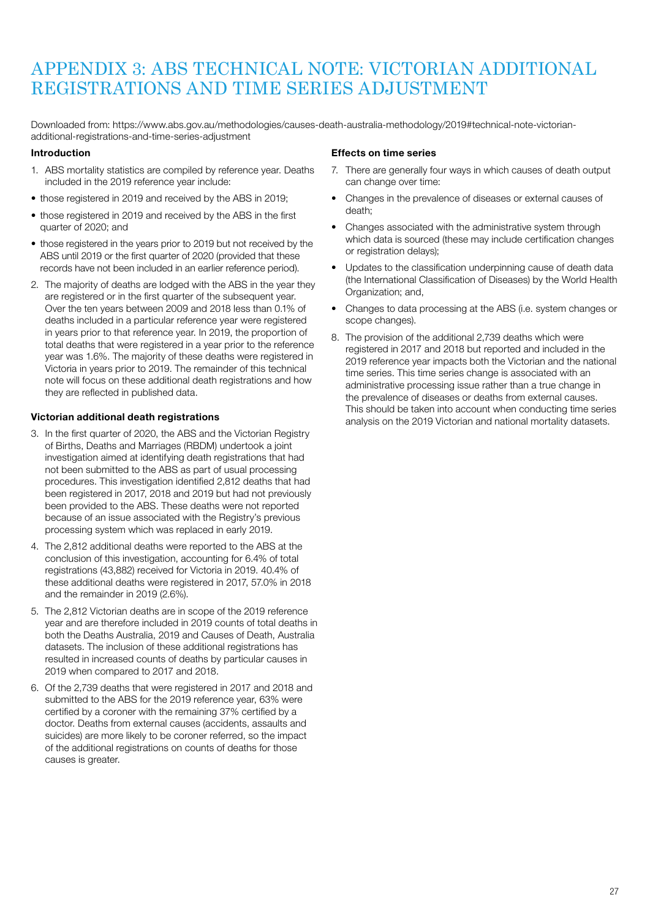# APPENDIX 3: ABS TECHNICAL NOTE: VICTORIAN ADDITIONAL REGISTRATIONS AND TIME SERIES ADJUSTMENT

Downloaded from: https://www.abs.gov.au/methodologies/causes-death-australia-methodology/2019#technical-note-victorian-additional-registrations-and-time-series-adjustment

**Introduction**

1. ABS mortality statistics are compiled by reference year. Deaths included in the 2019 reference year include:

- those registered in 2019 and received by the ABS in 2019;
- those registered in 2019 and received by the ABS in the first quarter of 2020; and
- those registered in the years prior to 2019 but not received by the ABS until 2019 or the first quarter of 2020 (provided that these records have not been included in an earlier reference period).

2. The majority of deaths are lodged with the ABS in the year they are registered or in the first quarter of the subsequent year. Over the ten years between 2009 and 2018 less than 0.1% of deaths included in a particular reference year were registered in years prior to that reference year. In 2019, the proportion of total deaths that were registered in a year prior to the reference year was 1.6%. The majority of these deaths were registered in Victoria in years prior to 2019. The remainder of this technical note will focus on these additional death registrations and how they are reflected in published data.

**Victorian additional death registrations**

3. In the first quarter of 2020, the ABS and the Victorian Registry of Births, Deaths and Marriages (RBDM) undertook a joint investigation aimed at identifying death registrations that had not been submitted to the ABS as part of usual processing procedures. This investigation identified 2,812 deaths that had been registered in 2017, 2018 and 2019 but had not previously been provided to the ABS. These deaths were not reported because of an issue associated with the Registry's previous processing system which was replaced in early 2019.

4. The 2,812 additional deaths were reported to the ABS at the conclusion of this investigation, accounting for 6.4% of total registrations (43,882) received for Victoria in 2019. 40.4% of these additional deaths were registered in 2017, 57.0% in 2018 and the remainder in 2019 (2.6%).

5. The 2,812 Victorian deaths are in scope of the 2019 reference year and are therefore included in 2019 counts of total deaths in both the Deaths Australia, 2019 and Causes of Death, Australia datasets. The inclusion of these additional registrations has resulted in increased counts of deaths by particular causes in 2019 when compared to 2017 and 2018.

6. Of the 2,739 deaths that were registered in 2017 and 2018 and submitted to the ABS for the 2019 reference year, 63% were certified by a coroner with the remaining 37% certified by a doctor. Deaths from external causes (accidents, assaults and suicides) are more likely to be coroner referred, so the impact of the additional registrations on counts of deaths for those causes is greater.

**Effects on time series**

7. There are generally four ways in which causes of death output can change over time:

- Changes in the prevalence of diseases or external causes of death;
- Changes associated with the administrative system through which data is sourced (these may include certification changes or registration delays);
- Updates to the classification underpinning cause of death data (the International Classification of Diseases) by the World Health Organization; and,
- Changes to data processing at the ABS (i.e. system changes or scope changes).

8. The provision of the additional 2,739 deaths which were registered in 2017 and 2018 but reported and included in the 2019 reference year impacts both the Victorian and the national time series. This time series change is associated with an administrative processing issue rather than a true change in the prevalence of diseases or deaths from external causes. This should be taken into account when conducting time series analysis on the 2019 Victorian and national mortality datasets.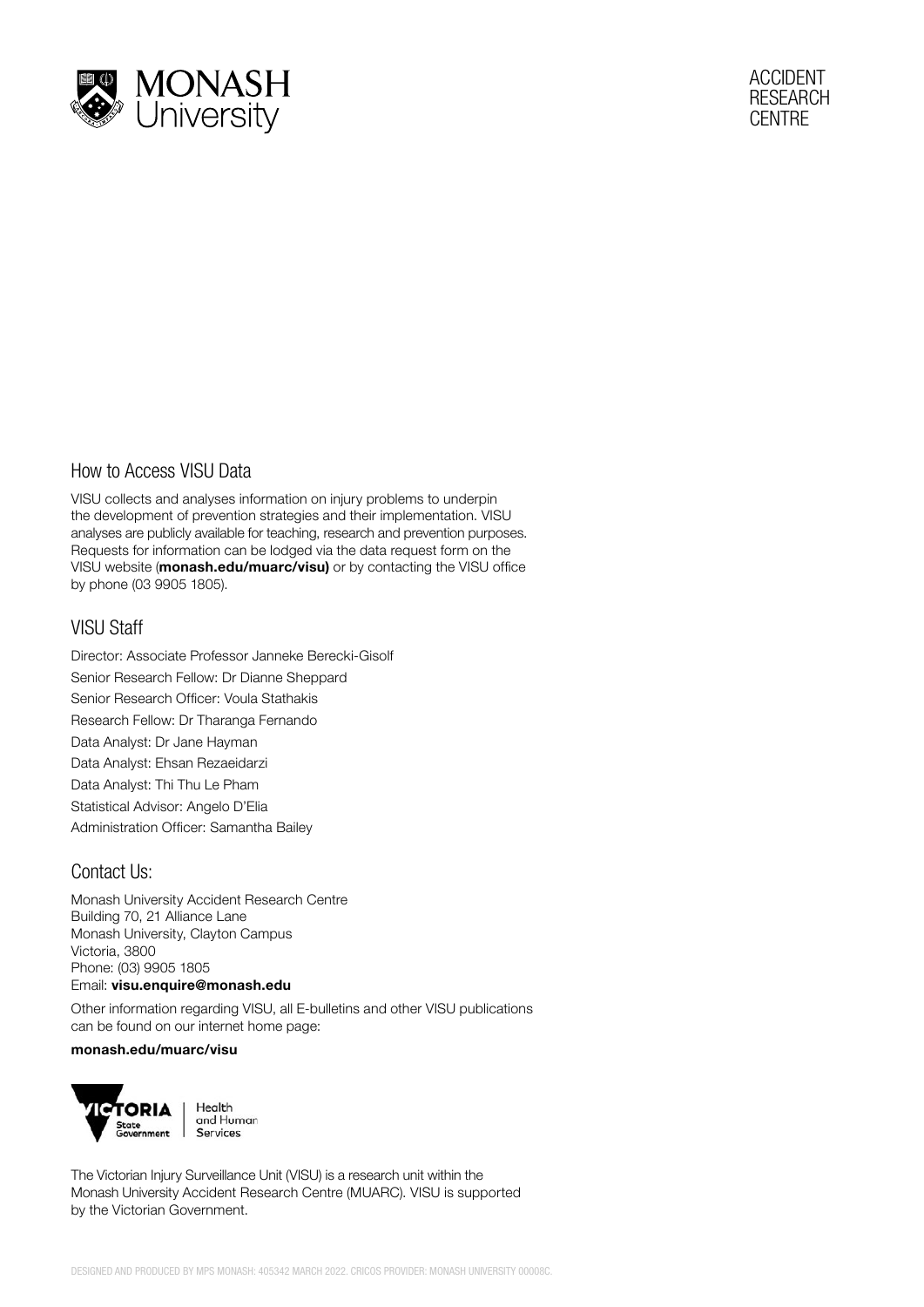MONASH University

ACCIDENT RESEARCH CENTRE

## How to Access VISU Data

VISU collects and analyses information on injury problems to underpin the development of prevention strategies and their implementation. VISU analyses are publicly available for teaching, research and prevention purposes. Requests for information can be lodged via the data request form on the VISU website (**monash.edu/muarc/visu)** or by contacting the VISU office by phone (03 9905 1805).

## VISU Staff

Director: Associate Professor Janneke Berecki-Gisolf

Senior Research Fellow: Dr Dianne Sheppard

Senior Research Officer: Voula Stathakis

Research Fellow: Dr Tharanga Fernando

Data Analyst: Dr Jane Hayman

Data Analyst: Ehsan Rezaeidarzi

Data Analyst: Thi Thu Le Pham

Statistical Advisor: Angelo D'Elia

Administration Officer: Samantha Bailey

## Contact Us:

Monash University Accident Research Centre
Building 70, 21 Alliance Lane
Monash University, Clayton Campus
Victoria, 3800
Phone: (03) 9905 1805
Email: **visu.enquire@monash.edu**

Other information regarding VISU, all E-bulletins and other VISU publications can be found on our internet home page:

**monash.edu/muarc/visu**

VICTORIA State Government | Health and Human Services

The Victorian Injury Surveillance Unit (VISU) is a research unit within the Monash University Accident Research Centre (MUARC). VISU is supported by the Victorian Government.

DESIGNED AND PRODUCED BY MPS MONASH: 405342 MARCH 2022. CRICOS PROVIDER: MONASH UNIVERSITY 00008C.